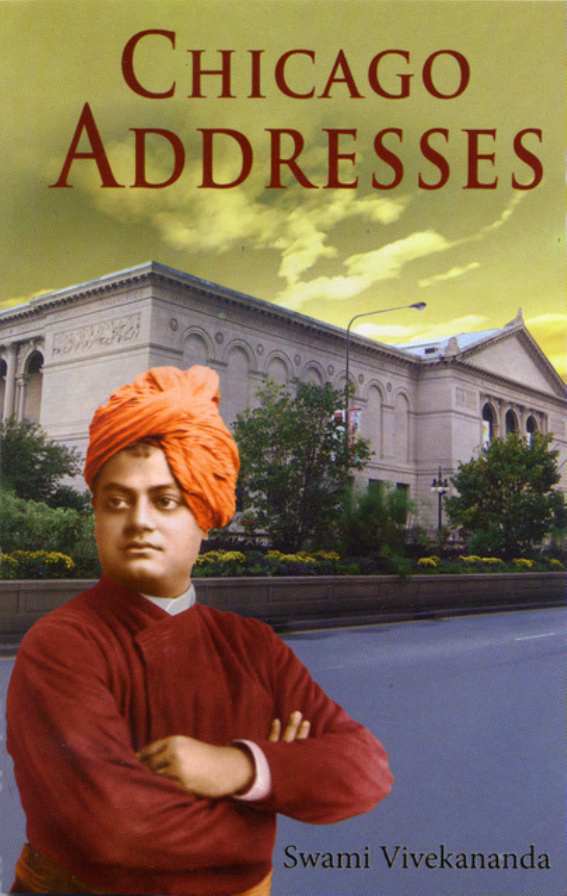# Chicago Addresses

Swami Vivekananda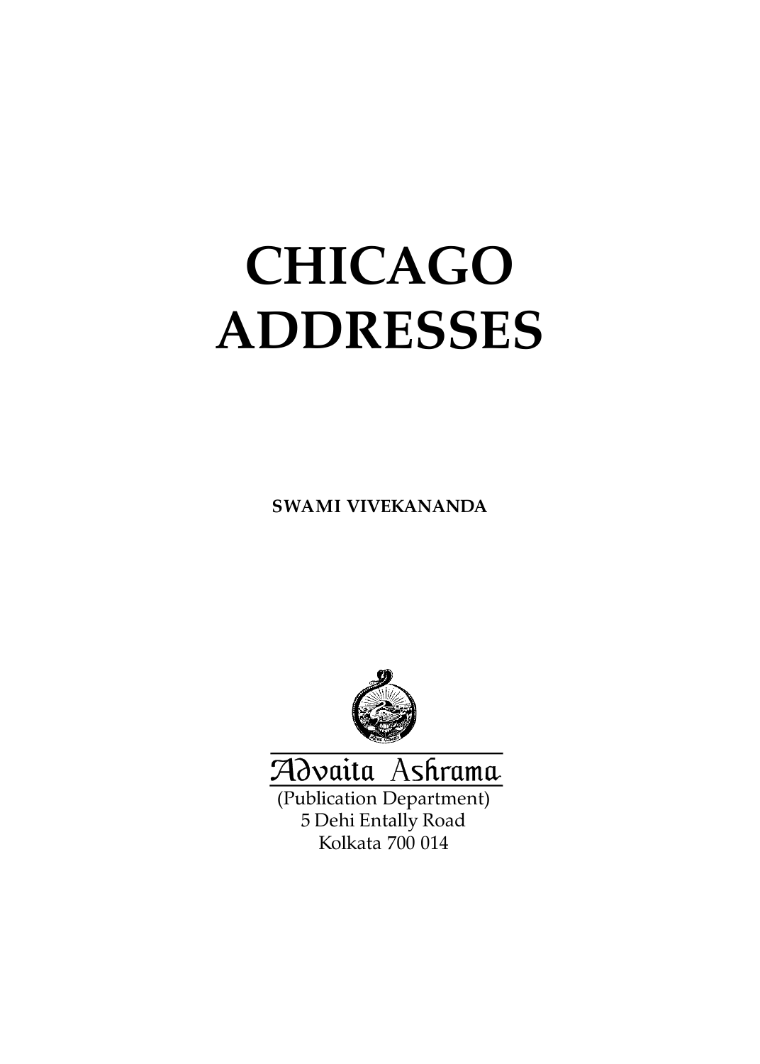# CHICAGO ADDRESSES

**SWAMI VIVEKANANDA**

Advaita Ashrama

(Publication Department)
5 Dehi Entally Road
Kolkata 700 014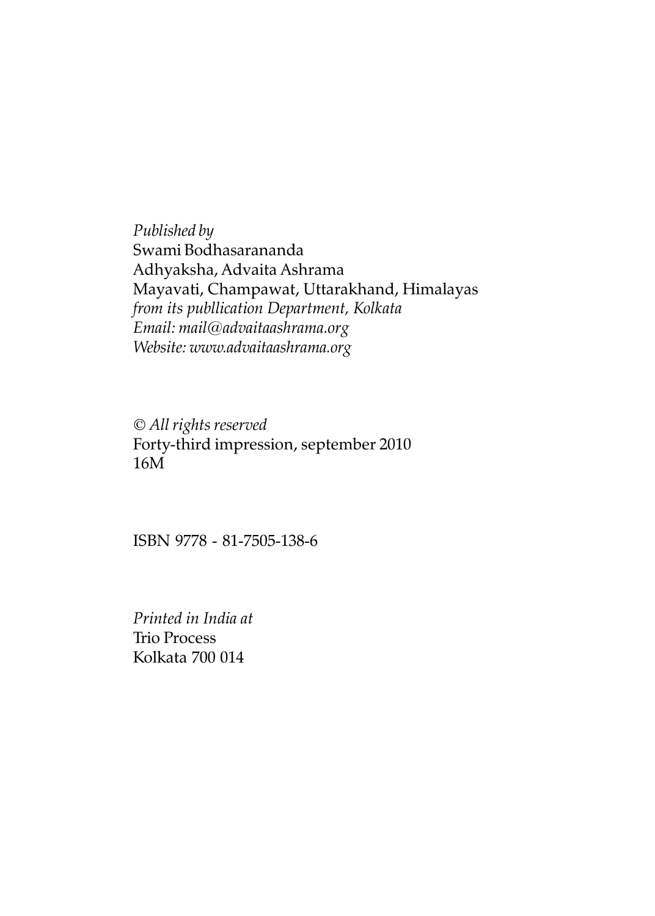*Published by*
Swami Bodhasarananda
Adhyaksha, Advaita Ashrama
Mayavati, Champawat, Uttarakhand, Himalayas
*from its publlication Department, Kolkata*
*Email: mail@advaitaashrama.org*
*Website: www.advaitaashrama.org*

*© All rights reserved*
Forty-third impression, september 2010
16M

ISBN 9778 - 81-7505-138-6

*Printed in India at*
Trio Process
Kolkata 700 014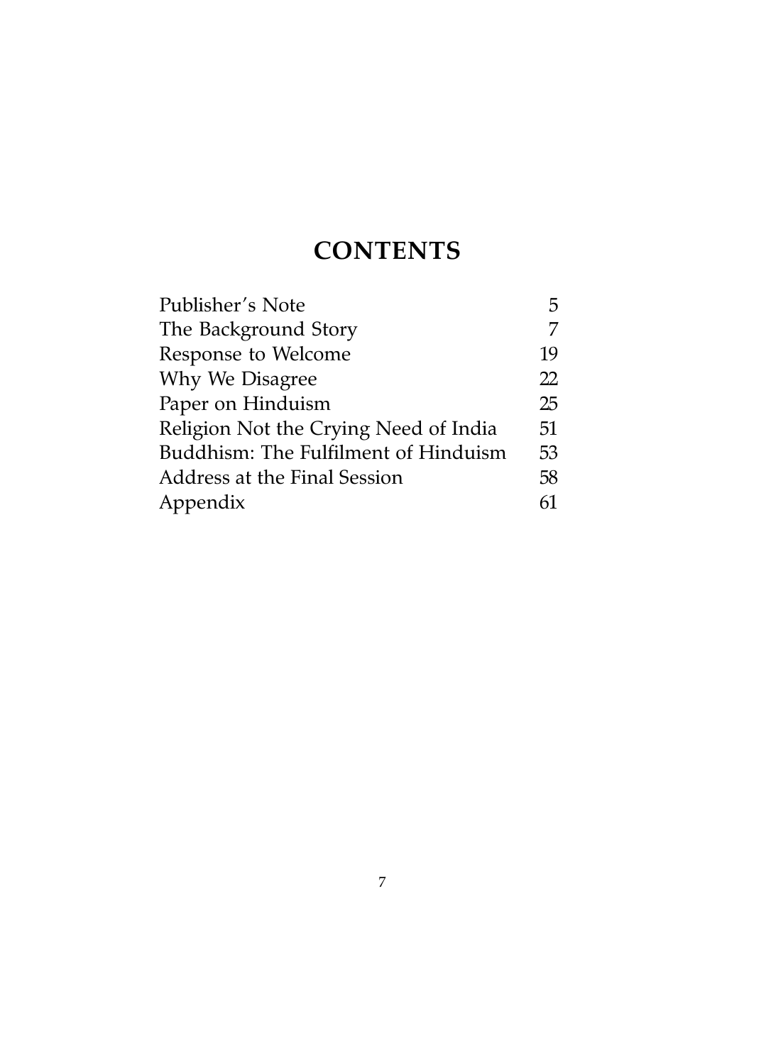# CONTENTS

| | |
|---|---|
| Publisher's Note | 5 |
| The Background Story | 7 |
| Response to Welcome | 19 |
| Why We Disagree | 22 |
| Paper on Hinduism | 25 |
| Religion Not the Crying Need of India | 51 |
| Buddhism: The Fulfilment of Hinduism | 53 |
| Address at the Final Session | 58 |
| Appendix | 61 |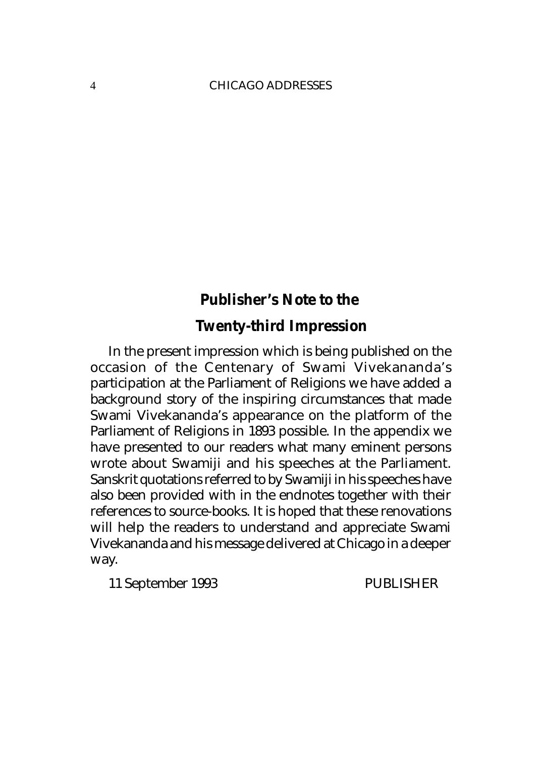## Publisher's Note to the Twenty-third Impression

In the present impression which is being published on the occasion of the Centenary of Swami Vivekananda's participation at the Parliament of Religions we have added a background story of the inspiring circumstances that made Swami Vivekananda's appearance on the platform of the Parliament of Religions in 1893 possible. In the appendix we have presented to our readers what many eminent persons wrote about Swamiji and his speeches at the Parliament. Sanskrit quotations referred to by Swamiji in his speeches have also been provided with in the endnotes together with their references to source-books. It is hoped that these renovations will help the readers to understand and appreciate Swami Vivekananda and his message delivered at Chicago in a deeper way.

11 September 1993 PUBLISHER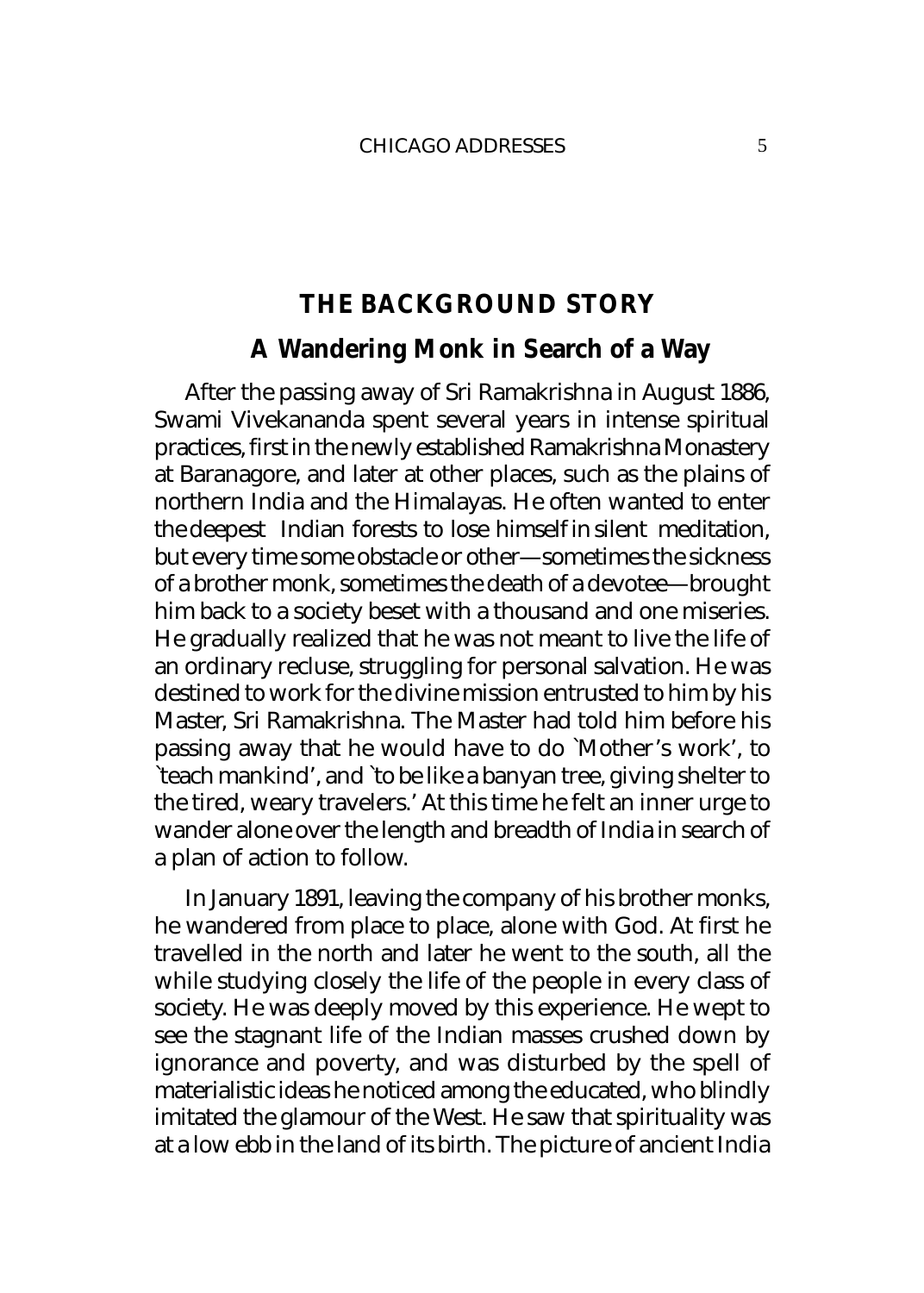## THE BACKGROUND STORY

### A Wandering Monk in Search of a Way

After the passing away of Sri Ramakrishna in August 1886, Swami Vivekananda spent several years in intense spiritual practices, first in the newly established Ramakrishna Monastery at Baranagore, and later at other places, such as the plains of northern India and the Himalayas. He often wanted to enter the deepest Indian forests to lose himself in silent meditation, but every time some obstacle or other—sometimes the sickness of a brother monk, sometimes the death of a devotee—brought him back to a society beset with a thousand and one miseries. He gradually realized that he was not meant to live the life of an ordinary recluse, struggling for personal salvation. He was destined to work for the divine mission entrusted to him by his Master, Sri Ramakrishna. The Master had told him before his passing away that he would have to do `Mother's work', to `teach mankind', and `to be like a banyan tree, giving shelter to the tired, weary travelers.' At this time he felt an inner urge to wander alone over the length and breadth of India in search of a plan of action to follow.

In January 1891, leaving the company of his brother monks, he wandered from place to place, alone with God. At first he travelled in the north and later he went to the south, all the while studying closely the life of the people in every class of society. He was deeply moved by this experience. He wept to see the stagnant life of the Indian masses crushed down by ignorance and poverty, and was disturbed by the spell of materialistic ideas he noticed among the educated, who blindly imitated the glamour of the West. He saw that spirituality was at a low ebb in the land of its birth. The picture of ancient India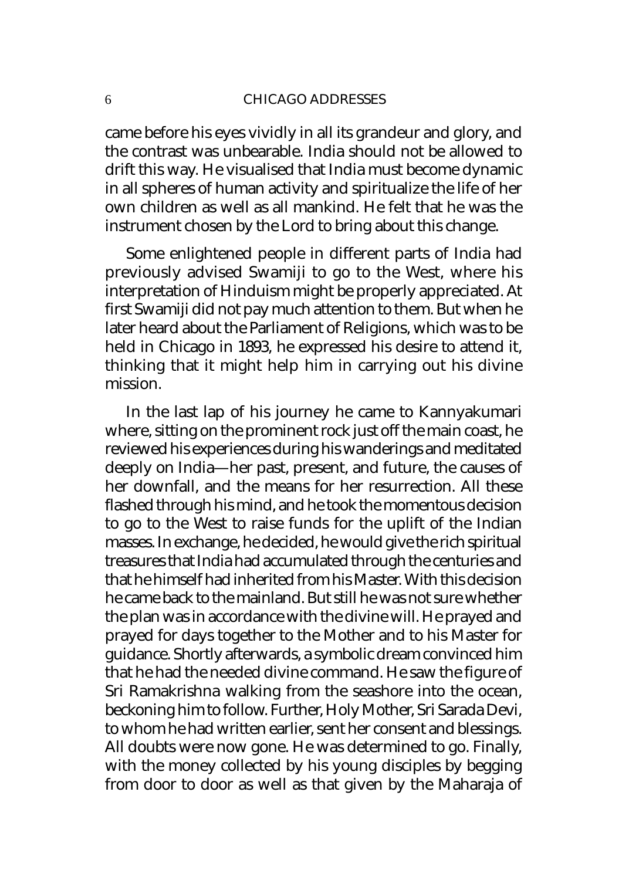came before his eyes vividly in all its grandeur and glory, and the contrast was unbearable. India should not be allowed to drift this way. He visualised that India must become dynamic in all spheres of human activity and spiritualize the life of her own children as well as all mankind. He felt that he was the instrument chosen by the Lord to bring about this change.

Some enlightened people in different parts of India had previously advised Swamiji to go to the West, where his interpretation of Hinduism might be properly appreciated. At first Swamiji did not pay much attention to them. But when he later heard about the Parliament of Religions, which was to be held in Chicago in 1893, he expressed his desire to attend it, thinking that it might help him in carrying out his divine mission.

In the last lap of his journey he came to Kannyakumari where, sitting on the prominent rock just off the main coast, he reviewed his experiences during his wanderings and meditated deeply on India—her past, present, and future, the causes of her downfall, and the means for her resurrection. All these flashed through his mind, and he took the momentous decision to go to the West to raise funds for the uplift of the Indian masses. In exchange, he decided, he would give the rich spiritual treasures that India had accumulated through the centuries and that he himself had inherited from his Master. With this decision he came back to the mainland. But still he was not sure whether the plan was in accordance with the divine will. He prayed and prayed for days together to the Mother and to his Master for guidance. Shortly afterwards, a symbolic dream convinced him that he had the needed divine command. He saw the figure of Sri Ramakrishna walking from the seashore into the ocean, beckoning him to follow. Further, Holy Mother, Sri Sarada Devi, to whom he had written earlier, sent her consent and blessings. All doubts were now gone. He was determined to go. Finally, with the money collected by his young disciples by begging from door to door as well as that given by the Maharaja of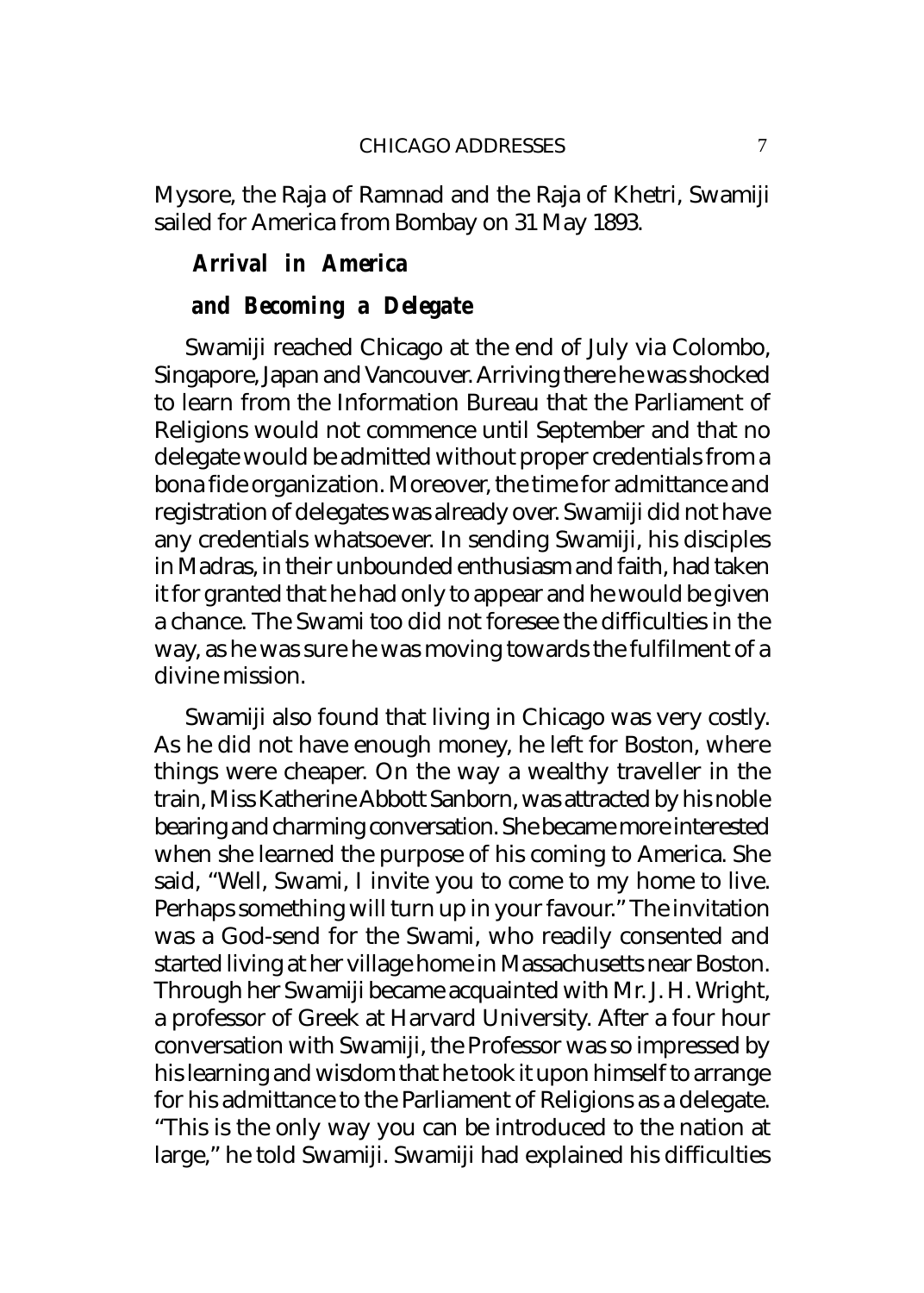Mysore, the Raja of Ramnad and the Raja of Khetri, Swamiji sailed for America from Bombay on 31 May 1893.

### *Arrival in America and Becoming a Delegate*

Swamiji reached Chicago at the end of July via Colombo, Singapore, Japan and Vancouver. Arriving there he was shocked to learn from the Information Bureau that the Parliament of Religions would not commence until September and that no delegate would be admitted without proper credentials from a bona fide organization. Moreover, the time for admittance and registration of delegates was already over. Swamiji did not have any credentials whatsoever. In sending Swamiji, his disciples in Madras, in their unbounded enthusiasm and faith, had taken it for granted that he had only to appear and he would be given a chance. The Swami too did not foresee the difficulties in the way, as he was sure he was moving towards the fulfilment of a divine mission.

Swamiji also found that living in Chicago was very costly. As he did not have enough money, he left for Boston, where things were cheaper. On the way a wealthy traveller in the train, Miss Katherine Abbott Sanborn, was attracted by his noble bearing and charming conversation. She became more interested when she learned the purpose of his coming to America. She said, "Well, Swami, I invite you to come to my home to live. Perhaps something will turn up in your favour." The invitation was a God-send for the Swami, who readily consented and started living at her village home in Massachusetts near Boston. Through her Swamiji became acquainted with Mr. J. H. Wright, a professor of Greek at Harvard University. After a four hour conversation with Swamiji, the Professor was so impressed by his learning and wisdom that he took it upon himself to arrange for his admittance to the Parliament of Religions as a delegate. "This is the only way you can be introduced to the nation at large," he told Swamiji. Swamiji had explained his difficulties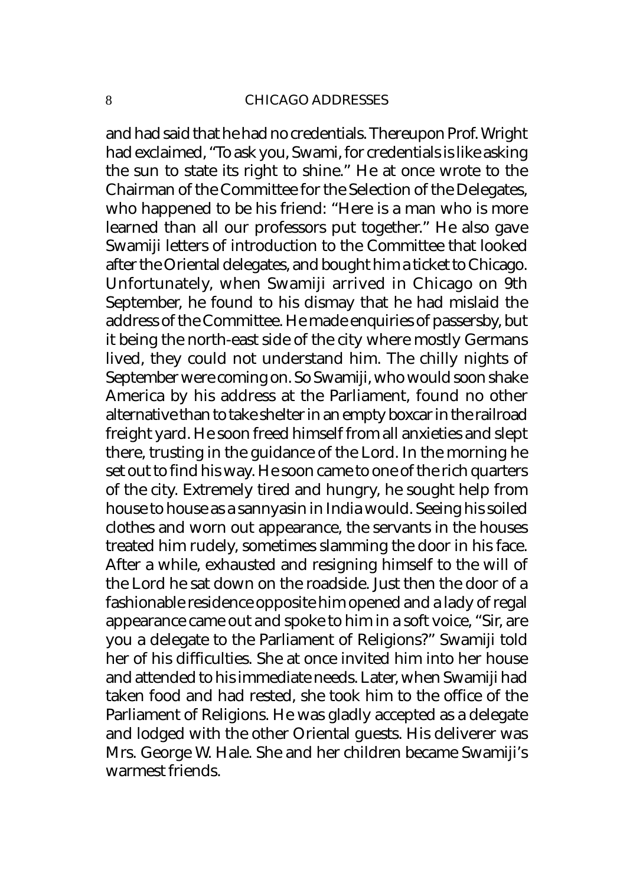and had said that he had no credentials. Thereupon Prof. Wright had exclaimed, "To ask you, Swami, for credentials is like asking the sun to state its right to shine." He at once wrote to the Chairman of the Committee for the Selection of the Delegates, who happened to be his friend: "Here is a man who is more learned than all our professors put together." He also gave Swamiji letters of introduction to the Committee that looked after the Oriental delegates, and bought him a ticket to Chicago. Unfortunately, when Swamiji arrived in Chicago on 9th September, he found to his dismay that he had mislaid the address of the Committee. He made enquiries of passersby, but it being the north-east side of the city where mostly Germans lived, they could not understand him. The chilly nights of September were coming on. So Swamiji, who would soon shake America by his address at the Parliament, found no other alternative than to take shelter in an empty boxcar in the railroad freight yard. He soon freed himself from all anxieties and slept there, trusting in the guidance of the Lord. In the morning he set out to find his way. He soon came to one of the rich quarters of the city. Extremely tired and hungry, he sought help from house to house as a sannyasin in India would. Seeing his soiled clothes and worn out appearance, the servants in the houses treated him rudely, sometimes slamming the door in his face. After a while, exhausted and resigning himself to the will of the Lord he sat down on the roadside. Just then the door of a fashionable residence opposite him opened and a lady of regal appearance came out and spoke to him in a soft voice, "Sir, are you a delegate to the Parliament of Religions?" Swamiji told her of his difficulties. She at once invited him into her house and attended to his immediate needs. Later, when Swamiji had taken food and had rested, she took him to the office of the Parliament of Religions. He was gladly accepted as a delegate and lodged with the other Oriental guests. His deliverer was Mrs. George W. Hale. She and her children became Swamiji's warmest friends.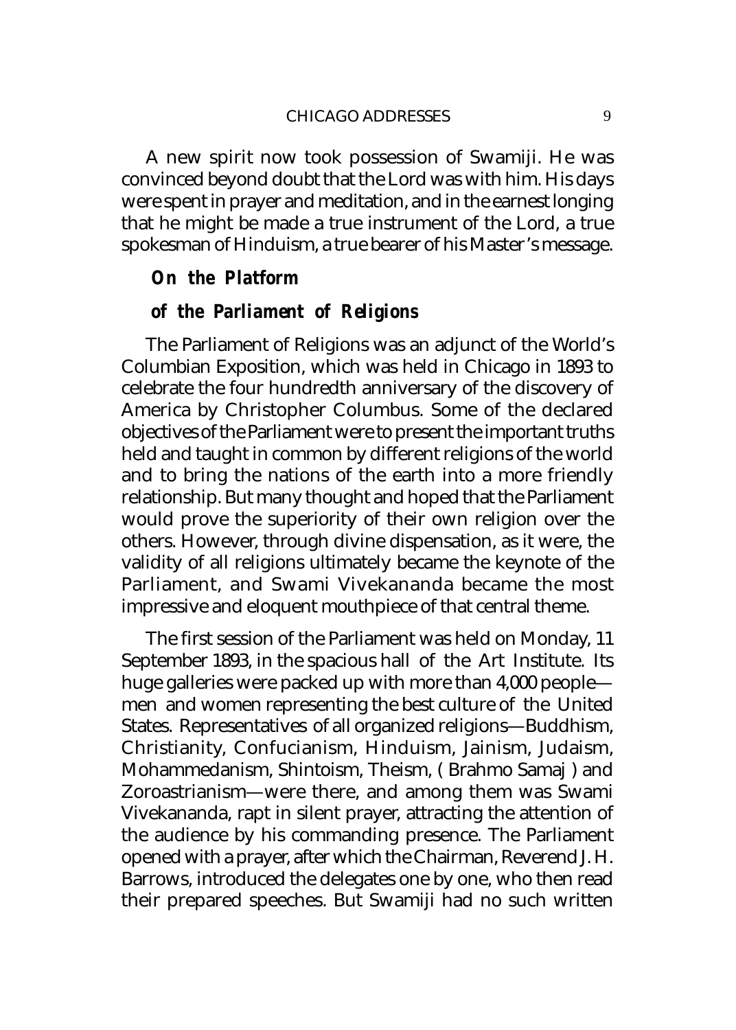A new spirit now took possession of Swamiji. He was convinced beyond doubt that the Lord was with him. His days were spent in prayer and meditation, and in the earnest longing that he might be made a true instrument of the Lord, a true spokesman of Hinduism, a true bearer of his Master's message.

### On the Platform of the Parliament of Religions

The Parliament of Religions was an adjunct of the World's Columbian Exposition, which was held in Chicago in 1893 to celebrate the four hundredth anniversary of the discovery of America by Christopher Columbus. Some of the declared objectives of the Parliament were to present the important truths held and taught in common by different religions of the world and to bring the nations of the earth into a more friendly relationship. But many thought and hoped that the Parliament would prove the superiority of their own religion over the others. However, through divine dispensation, as it were, the validity of all religions ultimately became the keynote of the Parliament, and Swami Vivekananda became the most impressive and eloquent mouthpiece of that central theme.

The first session of the Parliament was held on Monday, 11 September 1893, in the spacious hall of the Art Institute. Its huge galleries were packed up with more than 4,000 people—men and women representing the best culture of the United States. Representatives of all organized religions—Buddhism, Christianity, Confucianism, Hinduism, Jainism, Judaism, Mohammedanism, Shintoism, Theism, ( Brahmo Samaj ) and Zoroastrianism—were there, and among them was Swami Vivekananda, rapt in silent prayer, attracting the attention of the audience by his commanding presence. The Parliament opened with a prayer, after which the Chairman, Reverend J. H. Barrows, introduced the delegates one by one, who then read their prepared speeches. But Swamiji had no such written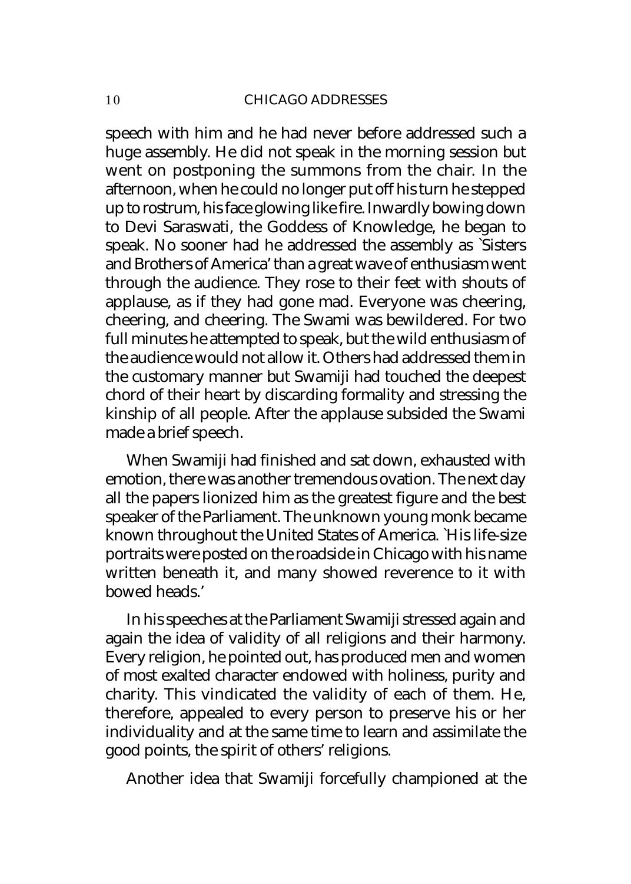speech with him and he had never before addressed such a huge assembly. He did not speak in the morning session but went on postponing the summons from the chair. In the afternoon, when he could no longer put off his turn he stepped up to rostrum, his face glowing like fire. Inwardly bowing down to Devi Saraswati, the Goddess of Knowledge, he began to speak. No sooner had he addressed the assembly as `Sisters and Brothers of America' than a great wave of enthusiasm went through the audience. They rose to their feet with shouts of applause, as if they had gone mad. Everyone was cheering, cheering, and cheering. The Swami was bewildered. For two full minutes he attempted to speak, but the wild enthusiasm of the audience would not allow it. Others had addressed them in the customary manner but Swamiji had touched the deepest chord of their heart by discarding formality and stressing the kinship of all people. After the applause subsided the Swami made a brief speech.

When Swamiji had finished and sat down, exhausted with emotion, there was another tremendous ovation. The next day all the papers lionized him as the greatest figure and the best speaker of the Parliament. The unknown young monk became known throughout the United States of America. `His life-size portraits were posted on the roadside in Chicago with his name written beneath it, and many showed reverence to it with bowed heads.'

In his speeches at the Parliament Swamiji stressed again and again the idea of validity of all religions and their harmony. Every religion, he pointed out, has produced men and women of most exalted character endowed with holiness, purity and charity. This vindicated the validity of each of them. He, therefore, appealed to every person to preserve his or her individuality and at the same time to learn and assimilate the good points, the spirit of others' religions.

Another idea that Swamiji forcefully championed at the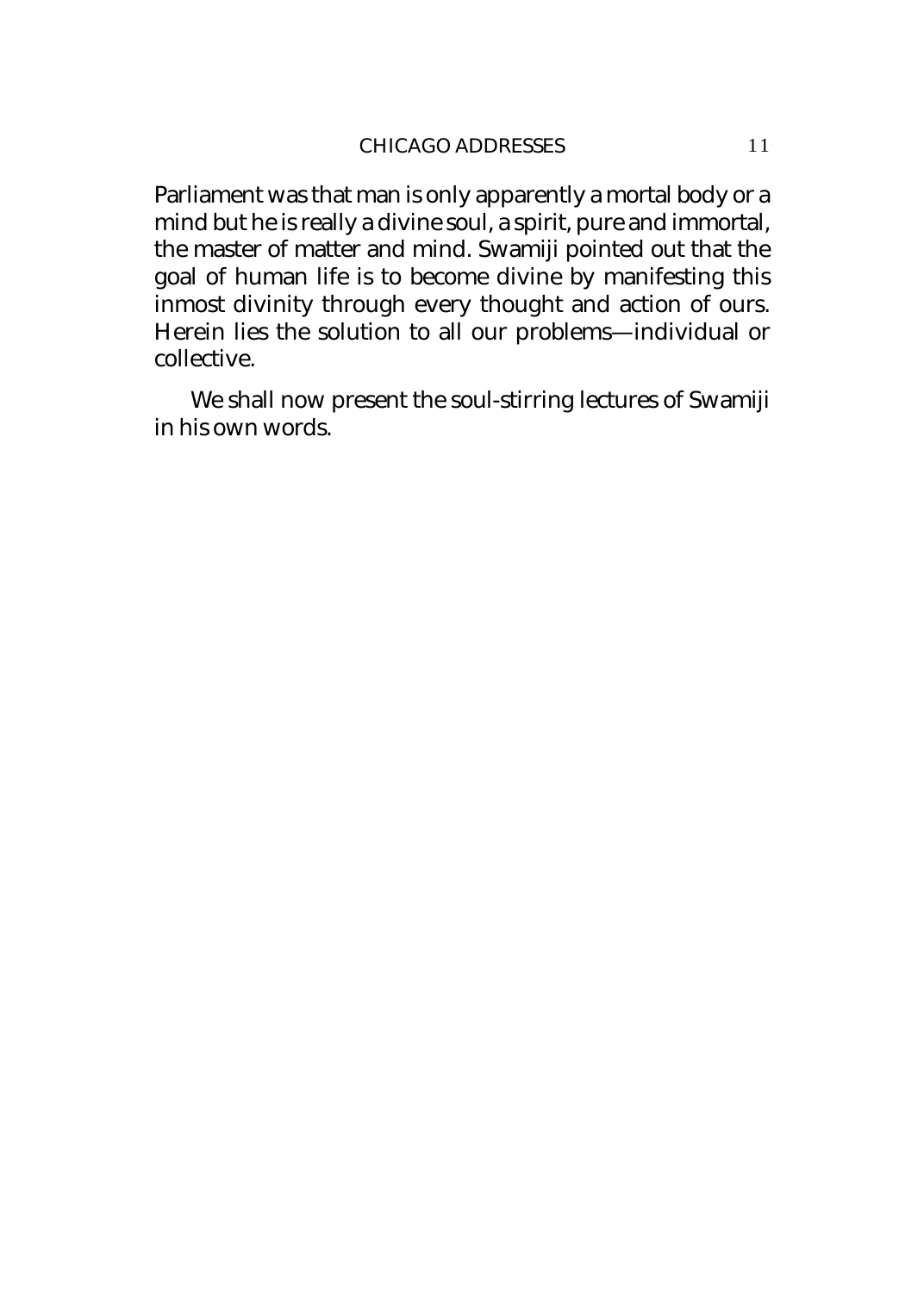Parliament was that man is only apparently a mortal body or a mind but he is really a divine soul, a spirit, pure and immortal, the master of matter and mind. Swamiji pointed out that the goal of human life is to become divine by manifesting this inmost divinity through every thought and action of ours. Herein lies the solution to all our problems—individual or collective.

We shall now present the soul-stirring lectures of Swamiji in his own words.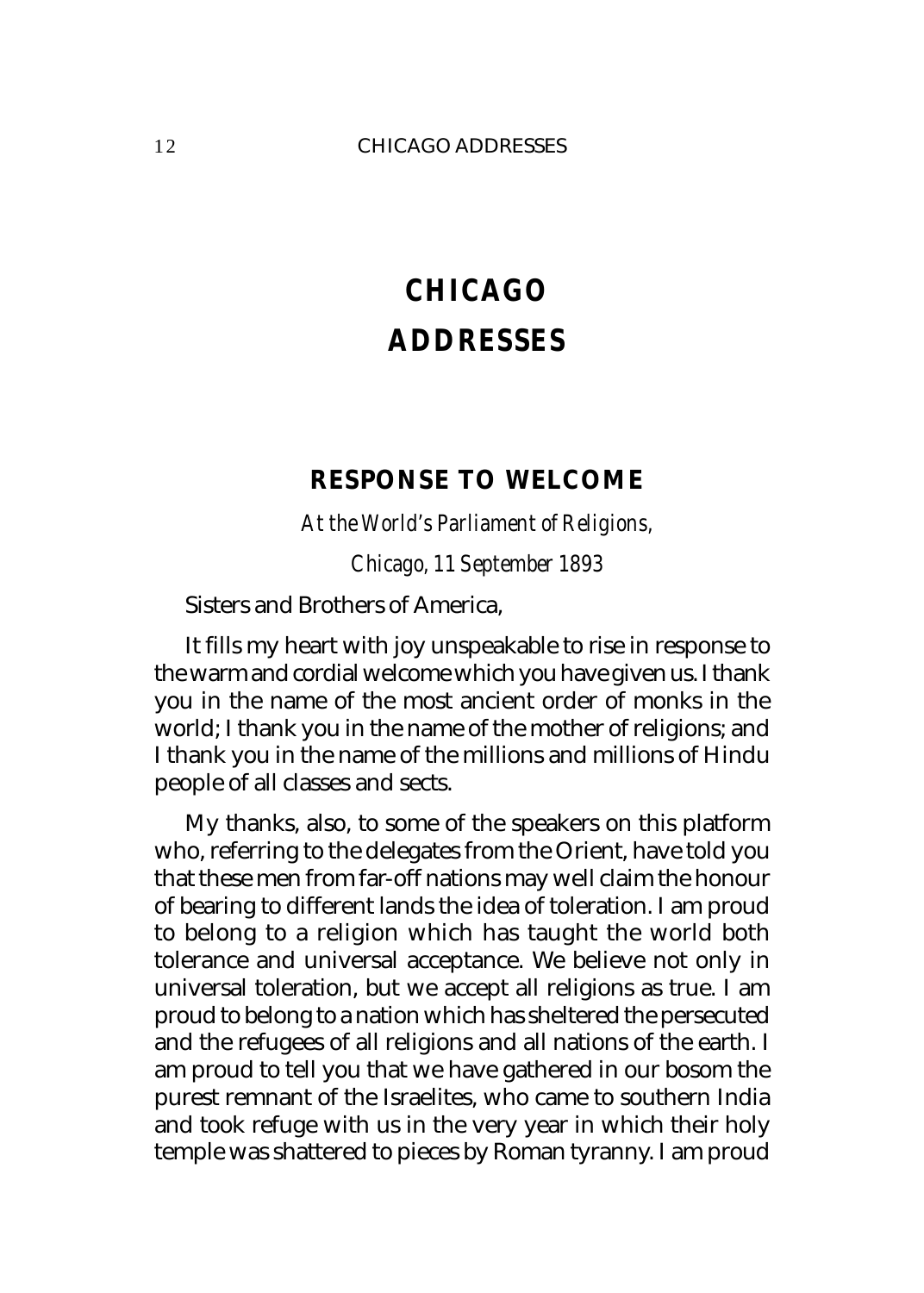# CHICAGO ADDRESSES

## RESPONSE TO WELCOME

*At the World's Parliament of Religions,*

*Chicago, 11 September 1893*

Sisters and Brothers of America,

It fills my heart with joy unspeakable to rise in response to the warm and cordial welcome which you have given us. I thank you in the name of the most ancient order of monks in the world; I thank you in the name of the mother of religions; and I thank you in the name of the millions and millions of Hindu people of all classes and sects.

My thanks, also, to some of the speakers on this platform who, referring to the delegates from the Orient, have told you that these men from far-off nations may well claim the honour of bearing to different lands the idea of toleration. I am proud to belong to a religion which has taught the world both tolerance and universal acceptance. We believe not only in universal toleration, but we accept all religions as true. I am proud to belong to a nation which has sheltered the persecuted and the refugees of all religions and all nations of the earth. I am proud to tell you that we have gathered in our bosom the purest remnant of the Israelites, who came to southern India and took refuge with us in the very year in which their holy temple was shattered to pieces by Roman tyranny. I am proud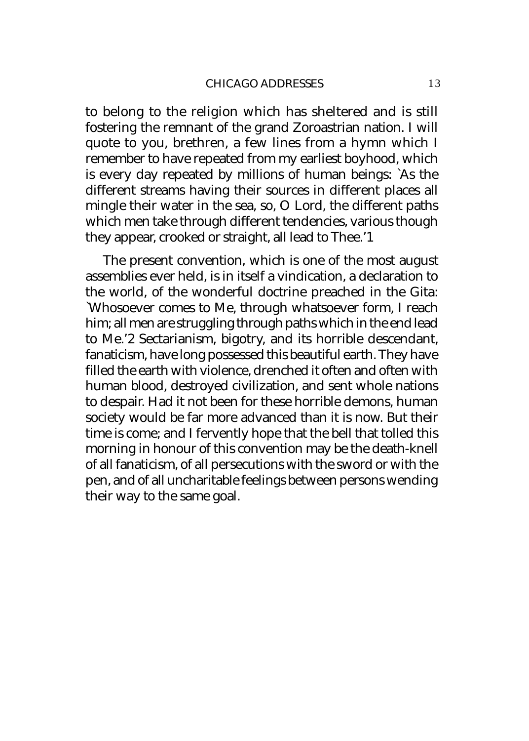to belong to the religion which has sheltered and is still fostering the remnant of the grand Zoroastrian nation. I will quote to you, brethren, a few lines from a hymn which I remember to have repeated from my earliest boyhood, which is every day repeated by millions of human beings: `As the different streams having their sources in different places all mingle their water in the sea, so, O Lord, the different paths which men take through different tendencies, various though they appear, crooked or straight, all lead to Thee.'[1]

The present convention, which is one of the most august assemblies ever held, is in itself a vindication, a declaration to the world, of the wonderful doctrine preached in the Gita: `Whosoever comes to Me, through whatsoever form, I reach him; all men are struggling through paths which in the end lead to Me.'[2] Sectarianism, bigotry, and its horrible descendant, fanaticism, have long possessed this beautiful earth. They have filled the earth with violence, drenched it often and often with human blood, destroyed civilization, and sent whole nations to despair. Had it not been for these horrible demons, human society would be far more advanced than it is now. But their time is come; and I fervently hope that the bell that tolled this morning in honour of this convention may be the death-knell of all fanaticism, of all persecutions with the sword or with the pen, and of all uncharitable feelings between persons wending their way to the same goal.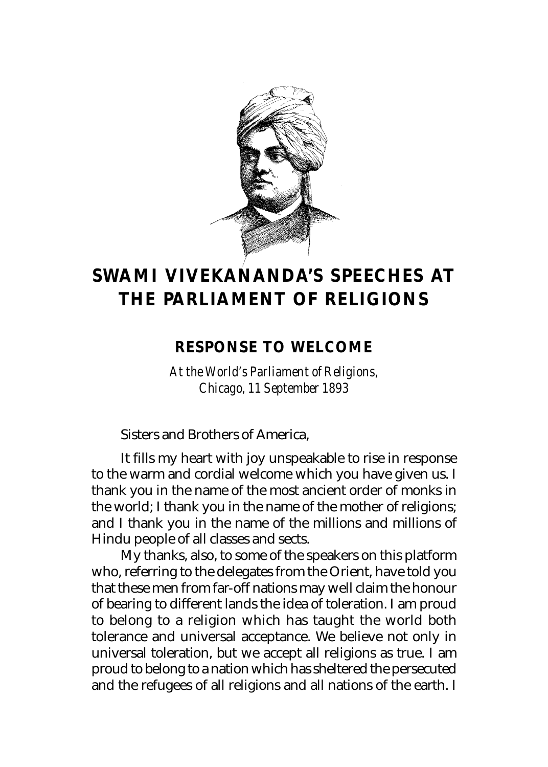# SWAMI VIVEKANANDA'S SPEECHES AT THE PARLIAMENT OF RELIGIONS

## RESPONSE TO WELCOME

*At the World's Parliament of Religions,*
*Chicago, 11 September 1893*

Sisters and Brothers of America,

It fills my heart with joy unspeakable to rise in response to the warm and cordial welcome which you have given us. I thank you in the name of the most ancient order of monks in the world; I thank you in the name of the mother of religions; and I thank you in the name of the millions and millions of Hindu people of all classes and sects.

My thanks, also, to some of the speakers on this platform who, referring to the delegates from the Orient, have told you that these men from far-off nations may well claim the honour of bearing to different lands the idea of toleration. I am proud to belong to a religion which has taught the world both tolerance and universal acceptance. We believe not only in universal toleration, but we accept all religions as true. I am proud to belong to a nation which has sheltered the persecuted and the refugees of all religions and all nations of the earth. I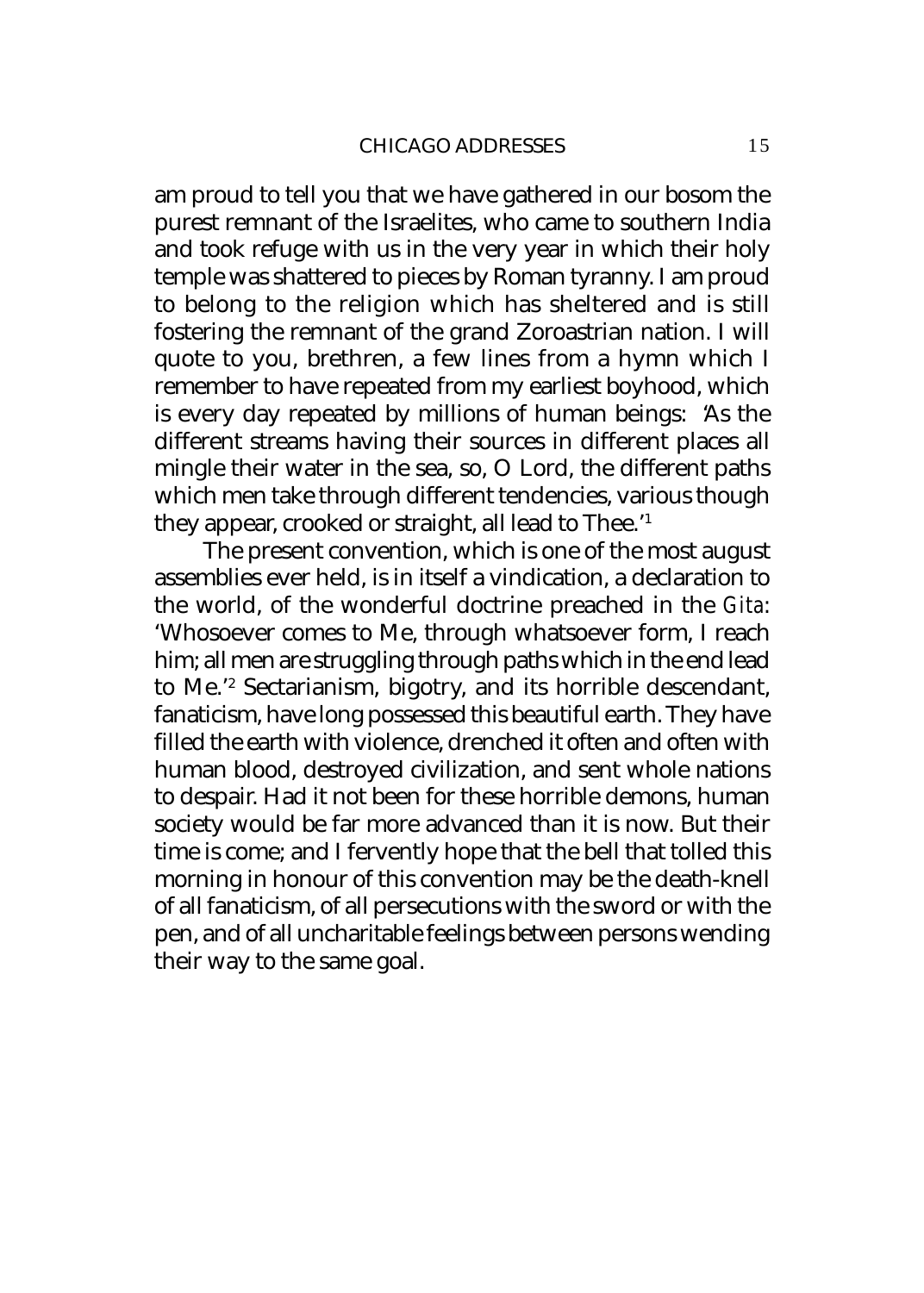am proud to tell you that we have gathered in our bosom the purest remnant of the Israelites, who came to southern India and took refuge with us in the very year in which their holy temple was shattered to pieces by Roman tyranny. I am proud to belong to the religion which has sheltered and is still fostering the remnant of the grand Zoroastrian nation. I will quote to you, brethren, a few lines from a hymn which I remember to have repeated from my earliest boyhood, which is every day repeated by millions of human beings: 'As the different streams having their sources in different places all mingle their water in the sea, so, O Lord, the different paths which men take through different tendencies, various though they appear, crooked or straight, all lead to Thee.'[1]

The present convention, which is one of the most august assemblies ever held, is in itself a vindication, a declaration to the world, of the wonderful doctrine preached in the *Gita*: 'Whosoever comes to Me, through whatsoever form, I reach him; all men are struggling through paths which in the end lead to Me.'[2] Sectarianism, bigotry, and its horrible descendant, fanaticism, have long possessed this beautiful earth. They have filled the earth with violence, drenched it often and often with human blood, destroyed civilization, and sent whole nations to despair. Had it not been for these horrible demons, human society would be far more advanced than it is now. But their time is come; and I fervently hope that the bell that tolled this morning in honour of this convention may be the death-knell of all fanaticism, of all persecutions with the sword or with the pen, and of all uncharitable feelings between persons wending their way to the same goal.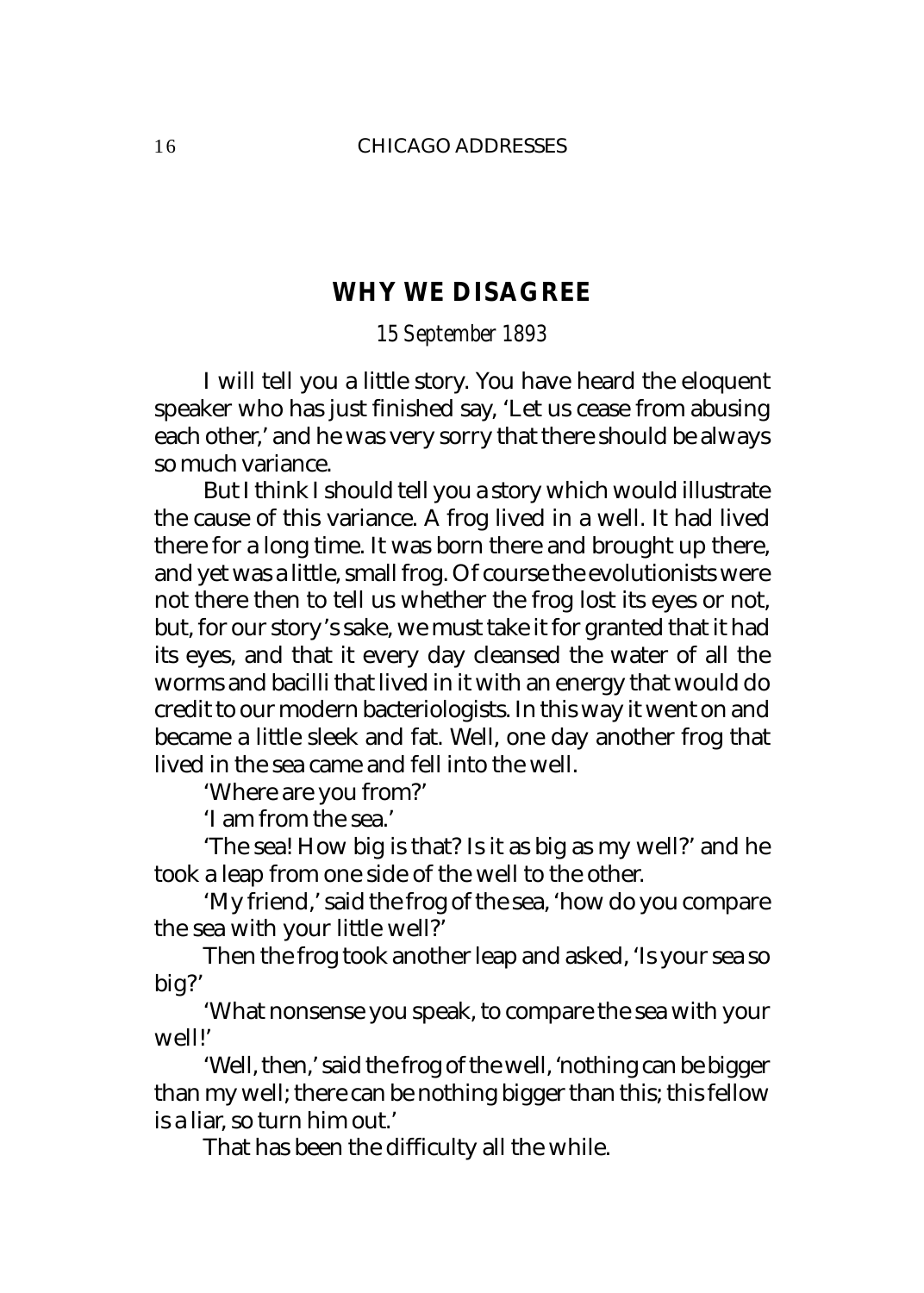## WHY WE DISAGREE

*15 September 1893*

I will tell you a little story. You have heard the eloquent speaker who has just finished say, 'Let us cease from abusing each other,' and he was very sorry that there should be always so much variance.

But I think I should tell you a story which would illustrate the cause of this variance. A frog lived in a well. It had lived there for a long time. It was born there and brought up there, and yet was a little, small frog. Of course the evolutionists were not there then to tell us whether the frog lost its eyes or not, but, for our story's sake, we must take it for granted that it had its eyes, and that it every day cleansed the water of all the worms and bacilli that lived in it with an energy that would do credit to our modern bacteriologists. In this way it went on and became a little sleek and fat. Well, one day another frog that lived in the sea came and fell into the well.

'Where are you from?'

'I am from the sea.'

'The sea! How big is that? Is it as big as my well?' and he took a leap from one side of the well to the other.

'My friend,' said the frog of the sea, 'how do you compare the sea with your little well?'

Then the frog took another leap and asked, 'Is your sea so big?'

'What nonsense you speak, to compare the sea with your well!'

'Well, then,' said the frog of the well, 'nothing can be bigger than my well; there can be nothing bigger than this; this fellow is a liar, so turn him out.'

That has been the difficulty all the while.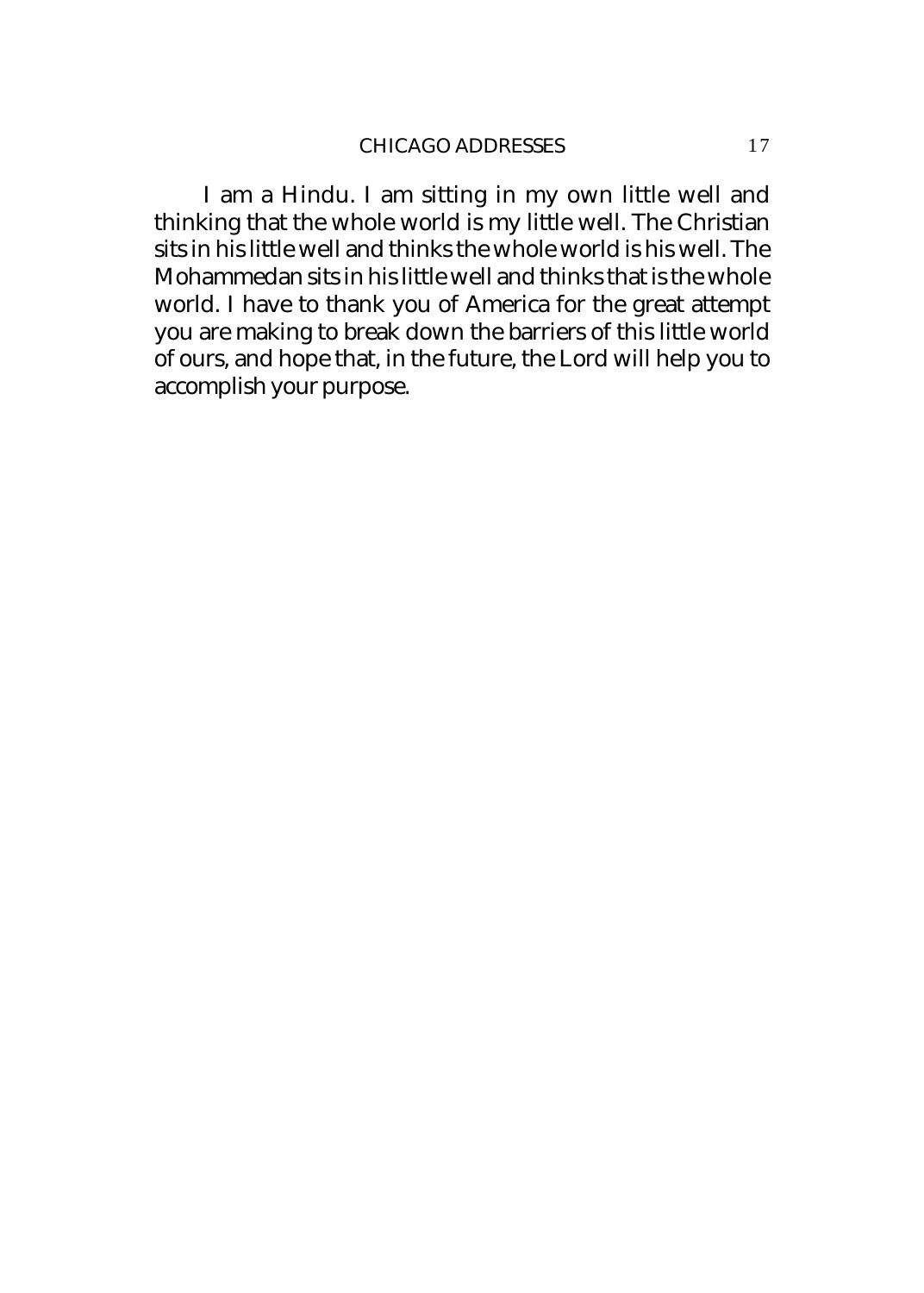I am a Hindu. I am sitting in my own little well and thinking that the whole world is my little well. The Christian sits in his little well and thinks the whole world is his well. The Mohammedan sits in his little well and thinks that is the whole world. I have to thank you of America for the great attempt you are making to break down the barriers of this little world of ours, and hope that, in the future, the Lord will help you to accomplish your purpose.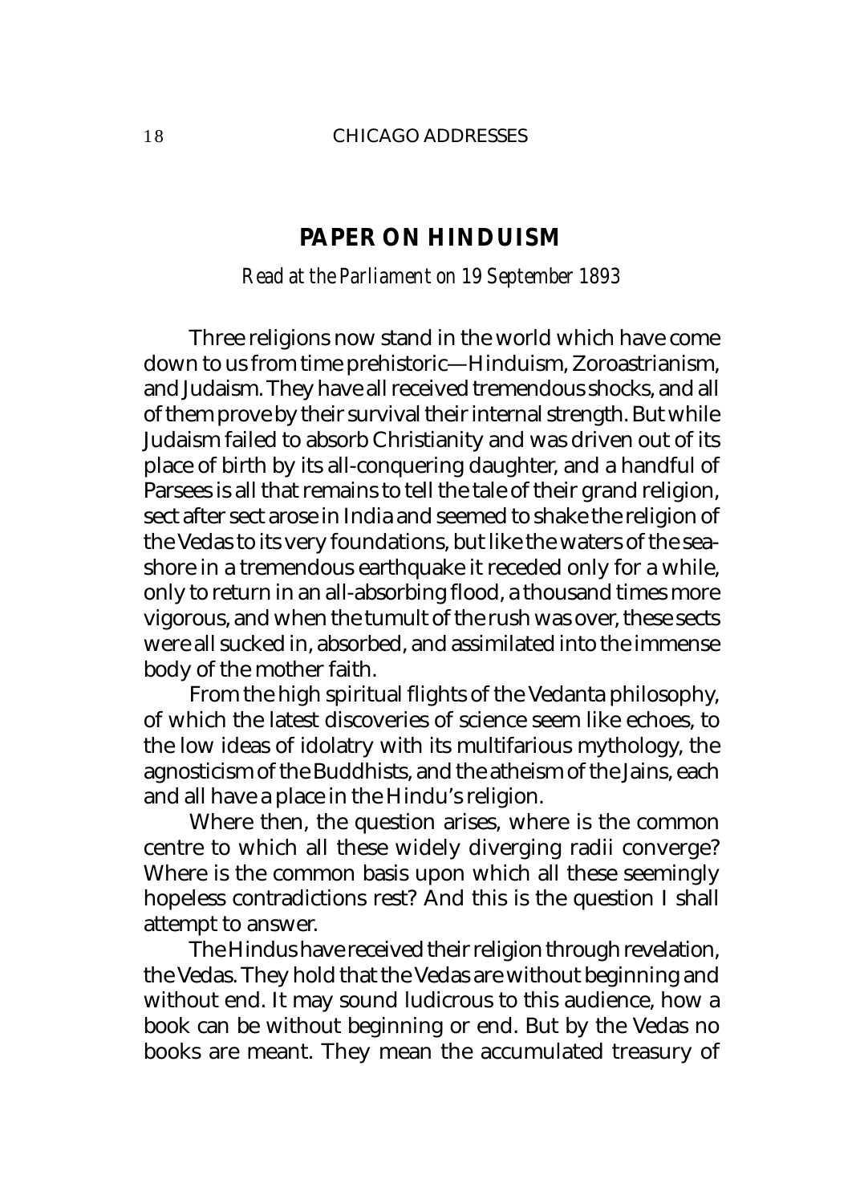## PAPER ON HINDUISM

*Read at the Parliament on 19 September 1893*

Three religions now stand in the world which have come down to us from time prehistoric—Hinduism, Zoroastrianism, and Judaism. They have all received tremendous shocks, and all of them prove by their survival their internal strength. But while Judaism failed to absorb Christianity and was driven out of its place of birth by its all-conquering daughter, and a handful of Parsees is all that remains to tell the tale of their grand religion, sect after sect arose in India and seemed to shake the religion of the Vedas to its very foundations, but like the waters of the sea-shore in a tremendous earthquake it receded only for a while, only to return in an all-absorbing flood, a thousand times more vigorous, and when the tumult of the rush was over, these sects were all sucked in, absorbed, and assimilated into the immense body of the mother faith.

From the high spiritual flights of the Vedanta philosophy, of which the latest discoveries of science seem like echoes, to the low ideas of idolatry with its multifarious mythology, the agnosticism of the Buddhists, and the atheism of the Jains, each and all have a place in the Hindu's religion.

Where then, the question arises, where is the common centre to which all these widely diverging radii converge? Where is the common basis upon which all these seemingly hopeless contradictions rest? And this is the question I shall attempt to answer.

The Hindus have received their religion through revelation, the Vedas. They hold that the Vedas are without beginning and without end. It may sound ludicrous to this audience, how a book can be without beginning or end. But by the Vedas no books are meant. They mean the accumulated treasury of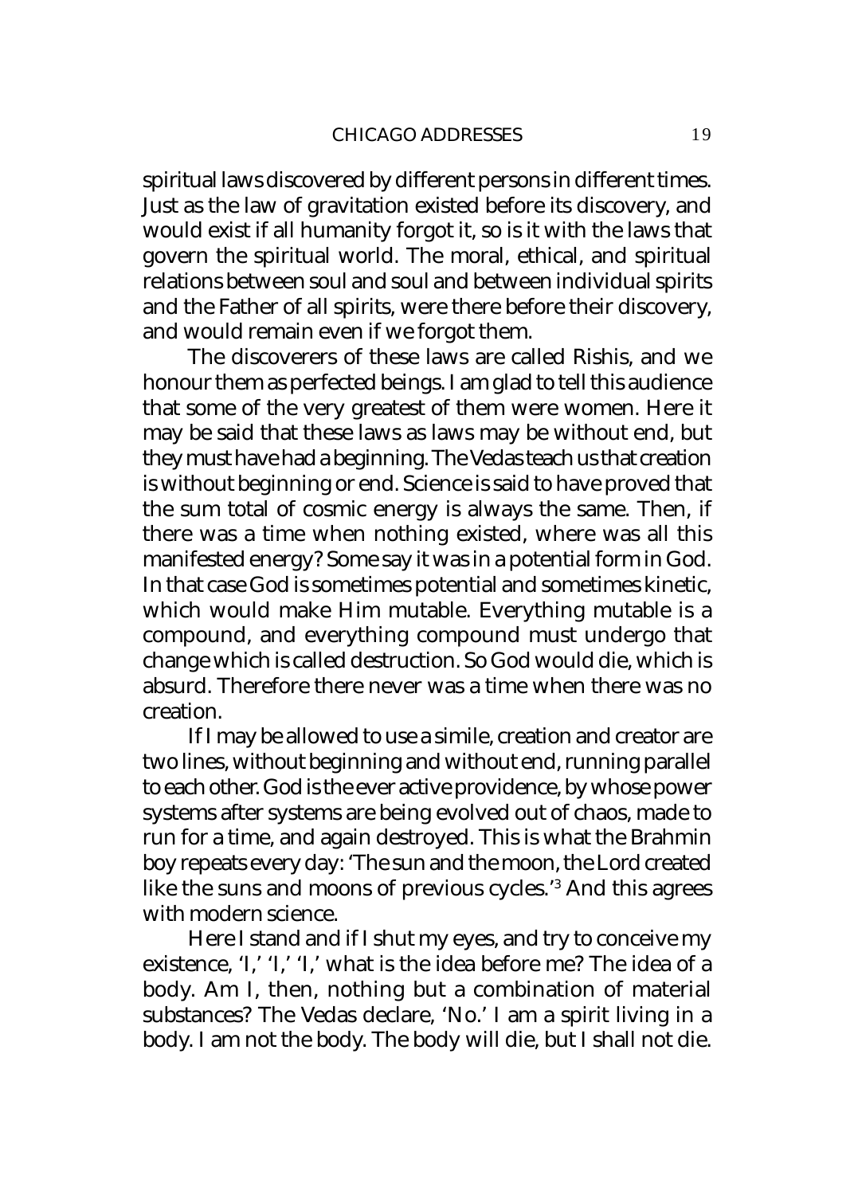spiritual laws discovered by different persons in different times. Just as the law of gravitation existed before its discovery, and would exist if all humanity forgot it, so is it with the laws that govern the spiritual world. The moral, ethical, and spiritual relations between soul and soul and between individual spirits and the Father of all spirits, were there before their discovery, and would remain even if we forgot them.

The discoverers of these laws are called Rishis, and we honour them as perfected beings. I am glad to tell this audience that some of the very greatest of them were women. Here it may be said that these laws as laws may be without end, but they must have had a beginning. The Vedas teach us that creation is without beginning or end. Science is said to have proved that the sum total of cosmic energy is always the same. Then, if there was a time when nothing existed, where was all this manifested energy? Some say it was in a potential form in God. In that case God is sometimes potential and sometimes kinetic, which would make Him mutable. Everything mutable is a compound, and everything compound must undergo that change which is called destruction. So God would die, which is absurd. Therefore there never was a time when there was no creation.

If I may be allowed to use a simile, creation and creator are two lines, without beginning and without end, running parallel to each other. God is the ever active providence, by whose power systems after systems are being evolved out of chaos, made to run for a time, and again destroyed. This is what the Brahmin boy repeats every day: 'The sun and the moon, the Lord created like the suns and moons of previous cycles.'[3] And this agrees with modern science.

Here I stand and if I shut my eyes, and try to conceive my existence, 'I,' 'I,' 'I,' what is the idea before me? The idea of a body. Am I, then, nothing but a combination of material substances? The Vedas declare, 'No.' I am a spirit living in a body. I am not the body. The body will die, but I shall not die.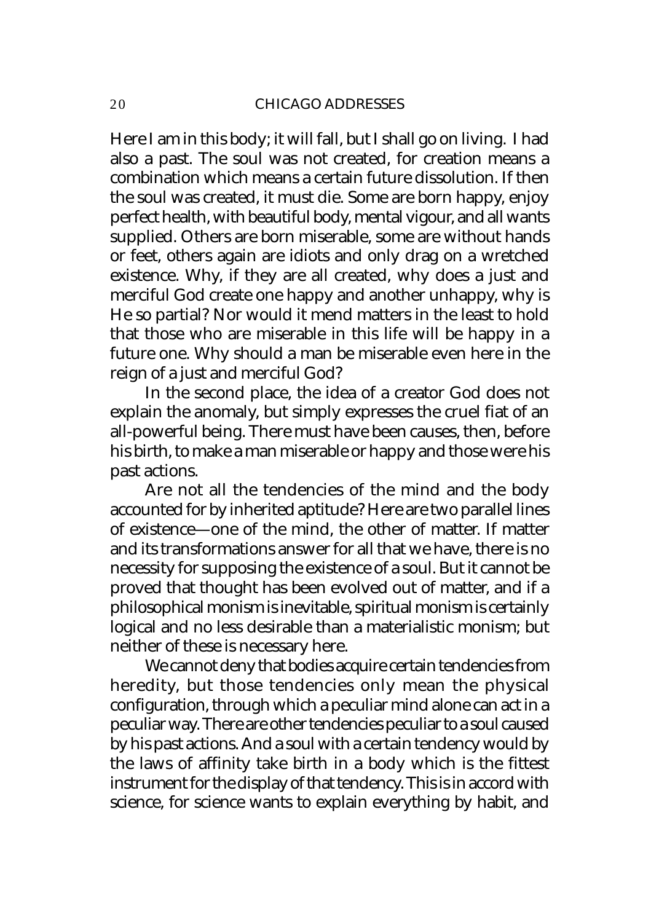Here I am in this body; it will fall, but I shall go on living. I had also a past. The soul was not created, for creation means a combination which means a certain future dissolution. If then the soul was created, it must die. Some are born happy, enjoy perfect health, with beautiful body, mental vigour, and all wants supplied. Others are born miserable, some are without hands or feet, others again are idiots and only drag on a wretched existence. Why, if they are all created, why does a just and merciful God create one happy and another unhappy, why is He so partial? Nor would it mend matters in the least to hold that those who are miserable in this life will be happy in a future one. Why should a man be miserable even here in the reign of a just and merciful God?

In the second place, the idea of a creator God does not explain the anomaly, but simply expresses the cruel fiat of an all-powerful being. There must have been causes, then, before his birth, to make a man miserable or happy and those were his past actions.

Are not all the tendencies of the mind and the body accounted for by inherited aptitude? Here are two parallel lines of existence—one of the mind, the other of matter. If matter and its transformations answer for all that we have, there is no necessity for supposing the existence of a soul. But it cannot be proved that thought has been evolved out of matter, and if a philosophical monism is inevitable, spiritual monism is certainly logical and no less desirable than a materialistic monism; but neither of these is necessary here.

We cannot deny that bodies acquire certain tendencies from heredity, but those tendencies only mean the physical configuration, through which a peculiar mind alone can act in a peculiar way. There are other tendencies peculiar to a soul caused by his past actions. And a soul with a certain tendency would by the laws of affinity take birth in a body which is the fittest instrument for the display of that tendency. This is in accord with science, for science wants to explain everything by habit, and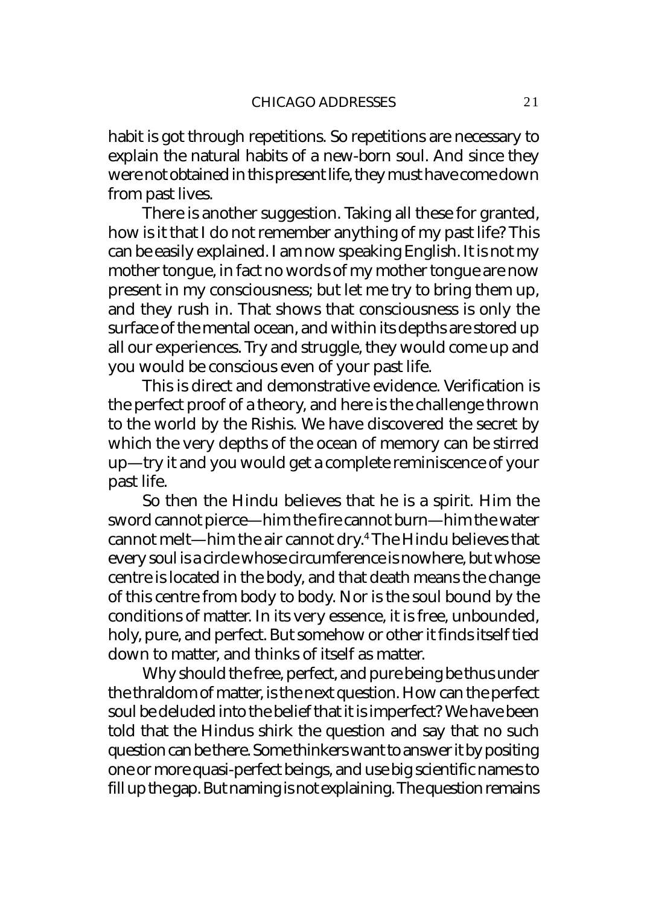habit is got through repetitions. So repetitions are necessary to explain the natural habits of a new-born soul. And since they were not obtained in this present life, they must have come down from past lives.

There is another suggestion. Taking all these for granted, how is it that I do not remember anything of my past life? This can be easily explained. I am now speaking English. It is not my mother tongue, in fact no words of my mother tongue are now present in my consciousness; but let me try to bring them up, and they rush in. That shows that consciousness is only the surface of the mental ocean, and within its depths are stored up all our experiences. Try and struggle, they would come up and you would be conscious even of your past life.

This is direct and demonstrative evidence. Verification is the perfect proof of a theory, and here is the challenge thrown to the world by the Rishis. We have discovered the secret by which the very depths of the ocean of memory can be stirred up—try it and you would get a complete reminiscence of your past life.

So then the Hindu believes that he is a spirit. Him the sword cannot pierce—him the fire cannot burn—him the water cannot melt—him the air cannot dry.[4] The Hindu believes that every soul is a circle whose circumference is nowhere, but whose centre is located in the body, and that death means the change of this centre from body to body. Nor is the soul bound by the conditions of matter. In its very essence, it is free, unbounded, holy, pure, and perfect. But somehow or other it finds itself tied down to matter, and thinks of itself as matter.

Why should the free, perfect, and pure being be thus under the thraldom of matter, is the next question. How can the perfect soul be deluded into the belief that it is imperfect? We have been told that the Hindus shirk the question and say that no such question can be there. Some thinkers want to answer it by positing one or more quasi-perfect beings, and use big scientific names to fill up the gap. But naming is not explaining. The question remains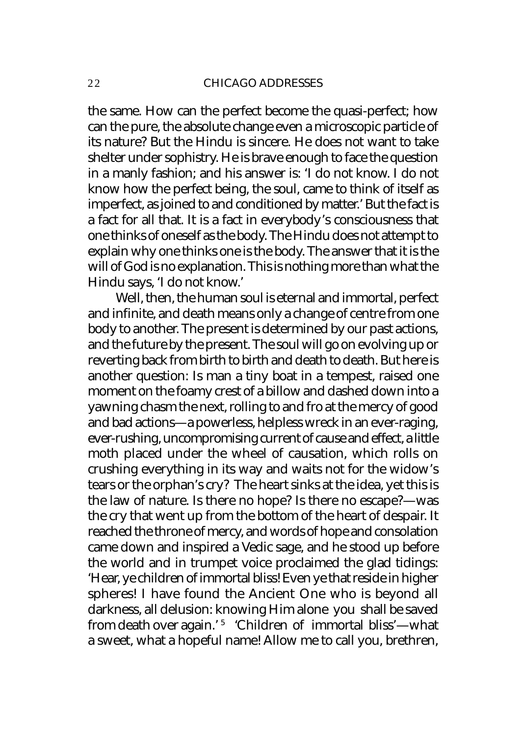the same. How can the perfect become the quasi-perfect; how can the pure, the absolute change even a microscopic particle of its nature? But the Hindu is sincere. He does not want to take shelter under sophistry. He is brave enough to face the question in a manly fashion; and his answer is: 'I do not know. I do not know how the perfect being, the soul, came to think of itself as imperfect, as joined to and conditioned by matter.' But the fact is a fact for all that. It is a fact in everybody's consciousness that one thinks of oneself as the body. The Hindu does not attempt to explain why one thinks one is the body. The answer that it is the will of God is no explanation. This is nothing more than what the Hindu says, 'I do not know.'

Well, then, the human soul is eternal and immortal, perfect and infinite, and death means only a change of centre from one body to another. The present is determined by our past actions, and the future by the present. The soul will go on evolving up or reverting back from birth to birth and death to death. But here is another question: Is man a tiny boat in a tempest, raised one moment on the foamy crest of a billow and dashed down into a yawning chasm the next, rolling to and fro at the mercy of good and bad actions—a powerless, helpless wreck in an ever-raging, ever-rushing, uncompromising current of cause and effect, a little moth placed under the wheel of causation, which rolls on crushing everything in its way and waits not for the widow's tears or the orphan's cry? The heart sinks at the idea, yet this is the law of nature. Is there no hope? Is there no escape?—was the cry that went up from the bottom of the heart of despair. It reached the throne of mercy, and words of hope and consolation came down and inspired a Vedic sage, and he stood up before the world and in trumpet voice proclaimed the glad tidings: 'Hear, ye children of immortal bliss! Even ye that reside in higher spheres! I have found the Ancient One who is beyond all darkness, all delusion: knowing Him alone you shall be saved from death over again.'[5] 'Children of immortal bliss'—what a sweet, what a hopeful name! Allow me to call you, brethren,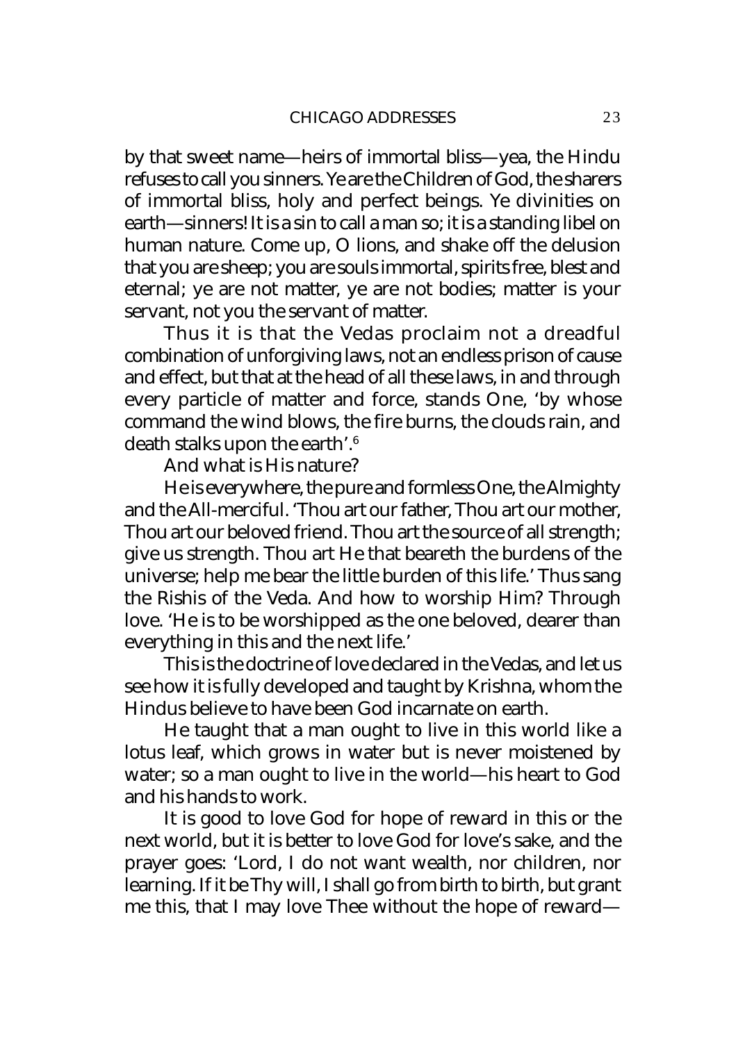by that sweet name—heirs of immortal bliss—yea, the Hindu refuses to call you sinners. Ye are the Children of God, the sharers of immortal bliss, holy and perfect beings. Ye divinities on earth—sinners! It is a sin to call a man so; it is a standing libel on human nature. Come up, O lions, and shake off the delusion that you are sheep; you are souls immortal, spirits free, blest and eternal; ye are not matter, ye are not bodies; matter is your servant, not you the servant of matter.

Thus it is that the Vedas proclaim not a dreadful combination of unforgiving laws, not an endless prison of cause and effect, but that at the head of all these laws, in and through every particle of matter and force, stands One, 'by whose command the wind blows, the fire burns, the clouds rain, and death stalks upon the earth'.[6]

And what is His nature?

He is everywhere, the pure and formless One, the Almighty and the All-merciful. 'Thou art our father, Thou art our mother, Thou art our beloved friend. Thou art the source of all strength; give us strength. Thou art He that beareth the burdens of the universe; help me bear the little burden of this life.' Thus sang the Rishis of the Veda. And how to worship Him? Through love. 'He is to be worshipped as the one beloved, dearer than everything in this and the next life.'

This is the doctrine of love declared in the Vedas, and let us see how it is fully developed and taught by Krishna, whom the Hindus believe to have been God incarnate on earth.

He taught that a man ought to live in this world like a lotus leaf, which grows in water but is never moistened by water; so a man ought to live in the world—his heart to God and his hands to work.

It is good to love God for hope of reward in this or the next world, but it is better to love God for love's sake, and the prayer goes: 'Lord, I do not want wealth, nor children, nor learning. If it be Thy will, I shall go from birth to birth, but grant me this, that I may love Thee without the hope of reward—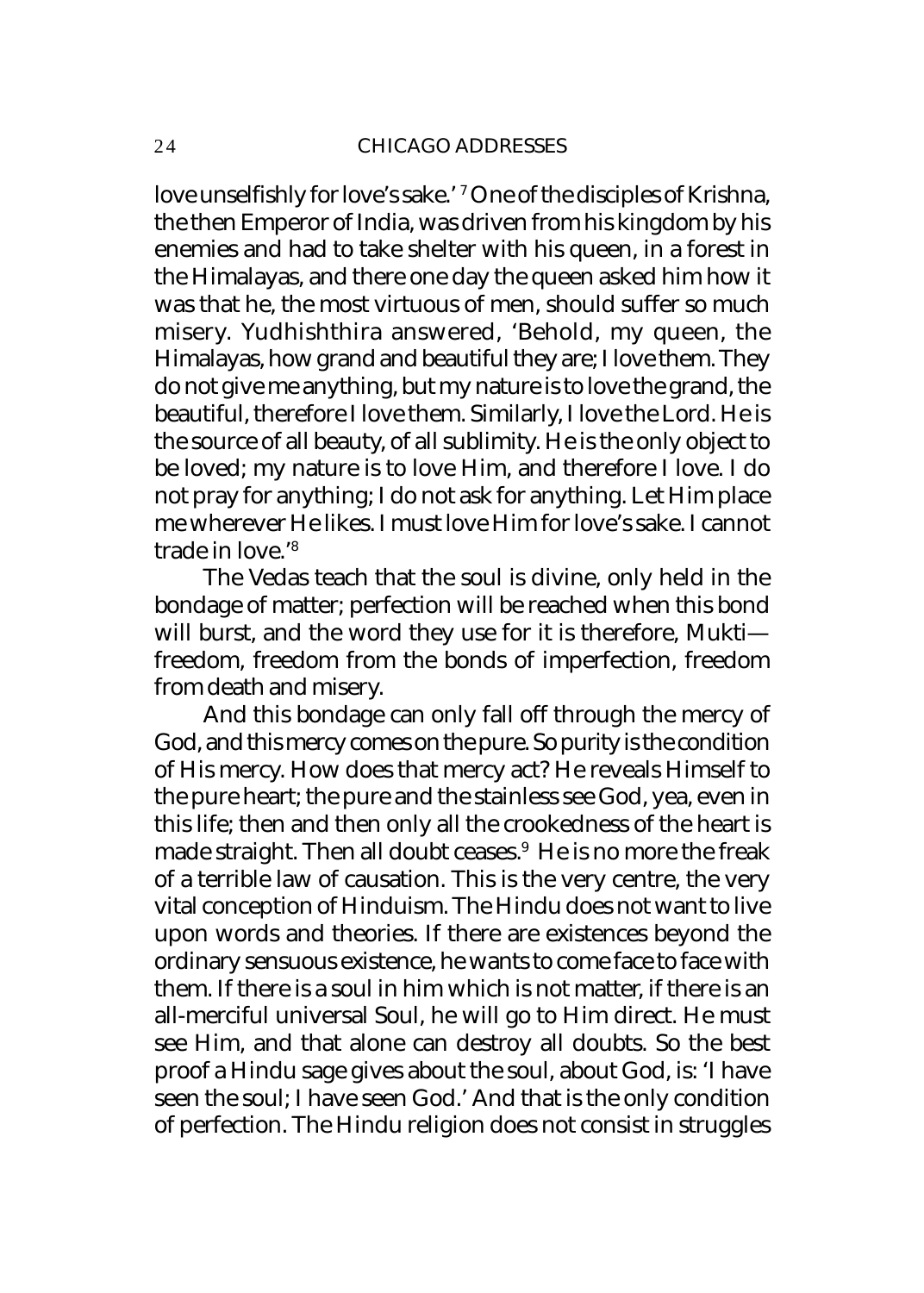love unselfishly for love's sake.' [7] One of the disciples of Krishna, the then Emperor of India, was driven from his kingdom by his enemies and had to take shelter with his queen, in a forest in the Himalayas, and there one day the queen asked him how it was that he, the most virtuous of men, should suffer so much misery. Yudhishthira answered, 'Behold, my queen, the Himalayas, how grand and beautiful they are; I love them. They do not give me anything, but my nature is to love the grand, the beautiful, therefore I love them. Similarly, I love the Lord. He is the source of all beauty, of all sublimity. He is the only object to be loved; my nature is to love Him, and therefore I love. I do not pray for anything; I do not ask for anything. Let Him place me wherever He likes. I must love Him for love's sake. I cannot trade in love.'[8]

The Vedas teach that the soul is divine, only held in the bondage of matter; perfection will be reached when this bond will burst, and the word they use for it is therefore, Mukti—freedom, freedom from the bonds of imperfection, freedom from death and misery.

And this bondage can only fall off through the mercy of God, and this mercy comes on the pure. So purity is the condition of His mercy. How does that mercy act? He reveals Himself to the pure heart; the pure and the stainless see God, yea, even in this life; then and then only all the crookedness of the heart is made straight. Then all doubt ceases.[9] He is no more the freak of a terrible law of causation. This is the very centre, the very vital conception of Hinduism. The Hindu does not want to live upon words and theories. If there are existences beyond the ordinary sensuous existence, he wants to come face to face with them. If there is a soul in him which is not matter, if there is an all-merciful universal Soul, he will go to Him direct. He must see Him, and that alone can destroy all doubts. So the best proof a Hindu sage gives about the soul, about God, is: 'I have seen the soul; I have seen God.' And that is the only condition of perfection. The Hindu religion does not consist in struggles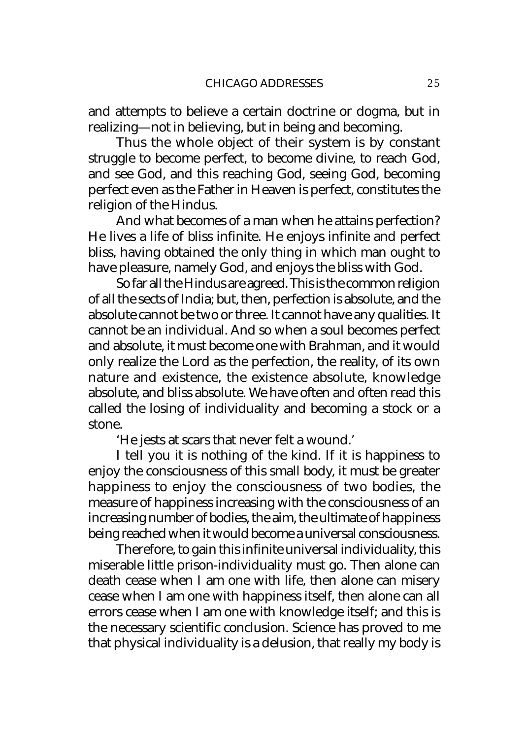and attempts to believe a certain doctrine or dogma, but in realizing—not in believing, but in being and becoming.

Thus the whole object of their system is by constant struggle to become perfect, to become divine, to reach God, and see God, and this reaching God, seeing God, becoming perfect even as the Father in Heaven is perfect, constitutes the religion of the Hindus.

And what becomes of a man when he attains perfection? He lives a life of bliss infinite. He enjoys infinite and perfect bliss, having obtained the only thing in which man ought to have pleasure, namely God, and enjoys the bliss with God.

So far all the Hindus are agreed. This is the common religion of all the sects of India; but, then, perfection is absolute, and the absolute cannot be two or three. It cannot have any qualities. It cannot be an individual. And so when a soul becomes perfect and absolute, it must become one with Brahman, and it would only realize the Lord as the perfection, the reality, of its own nature and existence, the existence absolute, knowledge absolute, and bliss absolute. We have often and often read this called the losing of individuality and becoming a stock or a stone.

'He jests at scars that never felt a wound.'

I tell you it is nothing of the kind. If it is happiness to enjoy the consciousness of this small body, it must be greater happiness to enjoy the consciousness of two bodies, the measure of happiness increasing with the consciousness of an increasing number of bodies, the aim, the ultimate of happiness being reached when it would become a universal consciousness.

Therefore, to gain this infinite universal individuality, this miserable little prison-individuality must go. Then alone can death cease when I am one with life, then alone can misery cease when I am one with happiness itself, then alone can all errors cease when I am one with knowledge itself; and this is the necessary scientific conclusion. Science has proved to me that physical individuality is a delusion, that really my body is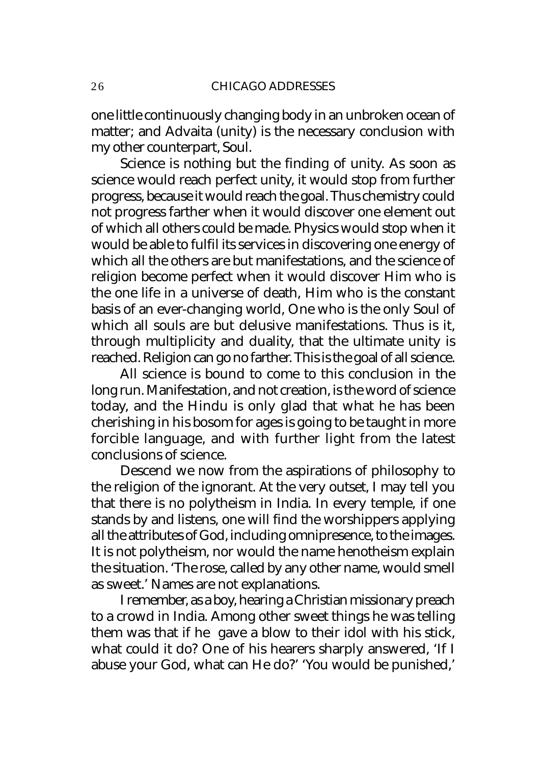one little continuously changing body in an unbroken ocean of matter; and Advaita (unity) is the necessary conclusion with my other counterpart, Soul.

Science is nothing but the finding of unity. As soon as science would reach perfect unity, it would stop from further progress, because it would reach the goal. Thus chemistry could not progress farther when it would discover one element out of which all others could be made. Physics would stop when it would be able to fulfil its services in discovering one energy of which all the others are but manifestations, and the science of religion become perfect when it would discover Him who is the one life in a universe of death, Him who is the constant basis of an ever-changing world, One who is the only Soul of which all souls are but delusive manifestations. Thus is it, through multiplicity and duality, that the ultimate unity is reached. Religion can go no farther. This is the goal of all science.

All science is bound to come to this conclusion in the long run. Manifestation, and not creation, is the word of science today, and the Hindu is only glad that what he has been cherishing in his bosom for ages is going to be taught in more forcible language, and with further light from the latest conclusions of science.

Descend we now from the aspirations of philosophy to the religion of the ignorant. At the very outset, I may tell you that there is no polytheism in India. In every temple, if one stands by and listens, one will find the worshippers applying all the attributes of God, including omnipresence, to the images. It is not polytheism, nor would the name henotheism explain the situation. 'The rose, called by any other name, would smell as sweet.' Names are not explanations.

I remember, as a boy, hearing a Christian missionary preach to a crowd in India. Among other sweet things he was telling them was that if he gave a blow to their idol with his stick, what could it do? One of his hearers sharply answered, 'If I abuse your God, what can He do?' 'You would be punished,'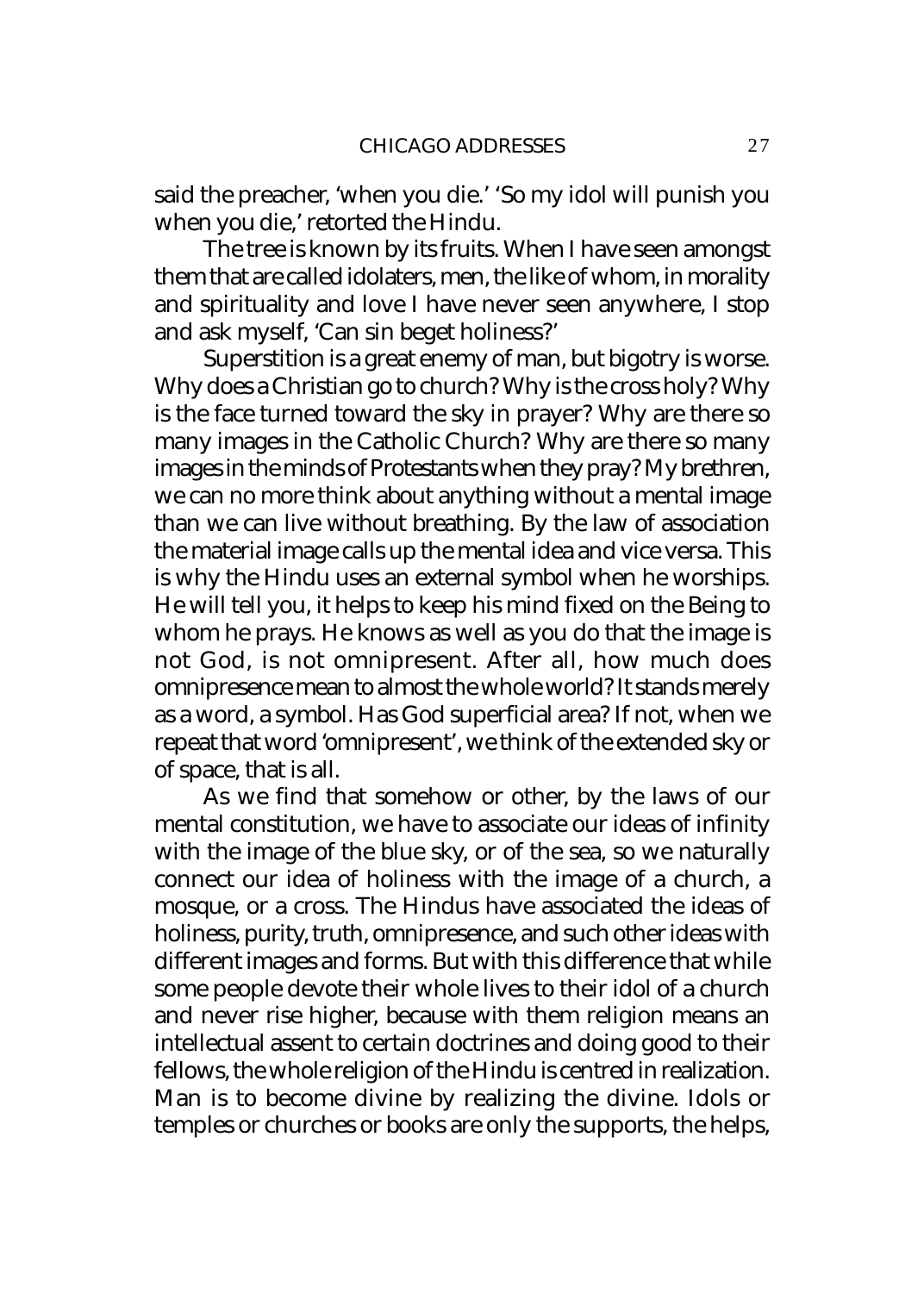said the preacher, 'when you die.' 'So my idol will punish you when you die,' retorted the Hindu.

The tree is known by its fruits. When I have seen amongst them that are called idolaters, men, the like of whom, in morality and spirituality and love I have never seen anywhere, I stop and ask myself, 'Can sin beget holiness?'

Superstition is a great enemy of man, but bigotry is worse. Why does a Christian go to church? Why is the cross holy? Why is the face turned toward the sky in prayer? Why are there so many images in the Catholic Church? Why are there so many images in the minds of Protestants when they pray? My brethren, we can no more think about anything without a mental image than we can live without breathing. By the law of association the material image calls up the mental idea and vice versa. This is why the Hindu uses an external symbol when he worships. He will tell you, it helps to keep his mind fixed on the Being to whom he prays. He knows as well as you do that the image is not God, is not omnipresent. After all, how much does omnipresence mean to almost the whole world? It stands merely as a word, a symbol. Has God superficial area? If not, when we repeat that word 'omnipresent', we think of the extended sky or of space, that is all.

As we find that somehow or other, by the laws of our mental constitution, we have to associate our ideas of infinity with the image of the blue sky, or of the sea, so we naturally connect our idea of holiness with the image of a church, a mosque, or a cross. The Hindus have associated the ideas of holiness, purity, truth, omnipresence, and such other ideas with different images and forms. But with this difference that while some people devote their whole lives to their idol of a church and never rise higher, because with them religion means an intellectual assent to certain doctrines and doing good to their fellows, the whole religion of the Hindu is centred in realization. Man is to become divine by realizing the divine. Idols or temples or churches or books are only the supports, the helps,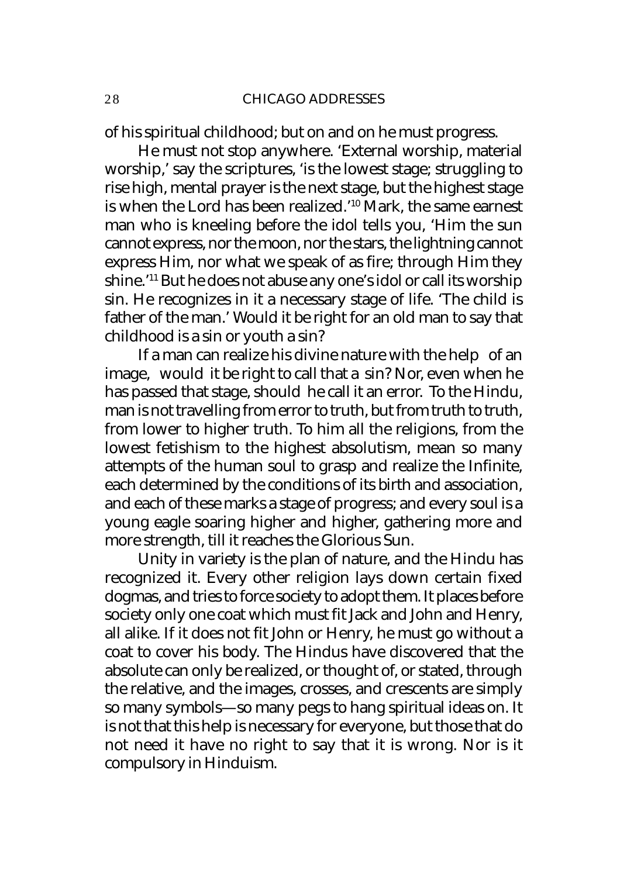of his spiritual childhood; but on and on he must progress.

He must not stop anywhere. 'External worship, material worship,' say the scriptures, 'is the lowest stage; struggling to rise high, mental prayer is the next stage, but the highest stage is when the Lord has been realized.'[10] Mark, the same earnest man who is kneeling before the idol tells you, 'Him the sun cannot express, nor the moon, nor the stars, the lightning cannot express Him, nor what we speak of as fire; through Him they shine.'[11] But he does not abuse any one's idol or call its worship sin. He recognizes in it a necessary stage of life. 'The child is father of the man.' Would it be right for an old man to say that childhood is a sin or youth a sin?

If a man can realize his divine nature with the help of an image, would it be right to call that a sin? Nor, even when he has passed that stage, should he call it an error. To the Hindu, man is not travelling from error to truth, but from truth to truth, from lower to higher truth. To him all the religions, from the lowest fetishism to the highest absolutism, mean so many attempts of the human soul to grasp and realize the Infinite, each determined by the conditions of its birth and association, and each of these marks a stage of progress; and every soul is a young eagle soaring higher and higher, gathering more and more strength, till it reaches the Glorious Sun.

Unity in variety is the plan of nature, and the Hindu has recognized it. Every other religion lays down certain fixed dogmas, and tries to force society to adopt them. It places before society only one coat which must fit Jack and John and Henry, all alike. If it does not fit John or Henry, he must go without a coat to cover his body. The Hindus have discovered that the absolute can only be realized, or thought of, or stated, through the relative, and the images, crosses, and crescents are simply so many symbols—so many pegs to hang spiritual ideas on. It is not that this help is necessary for everyone, but those that do not need it have no right to say that it is wrong. Nor is it compulsory in Hinduism.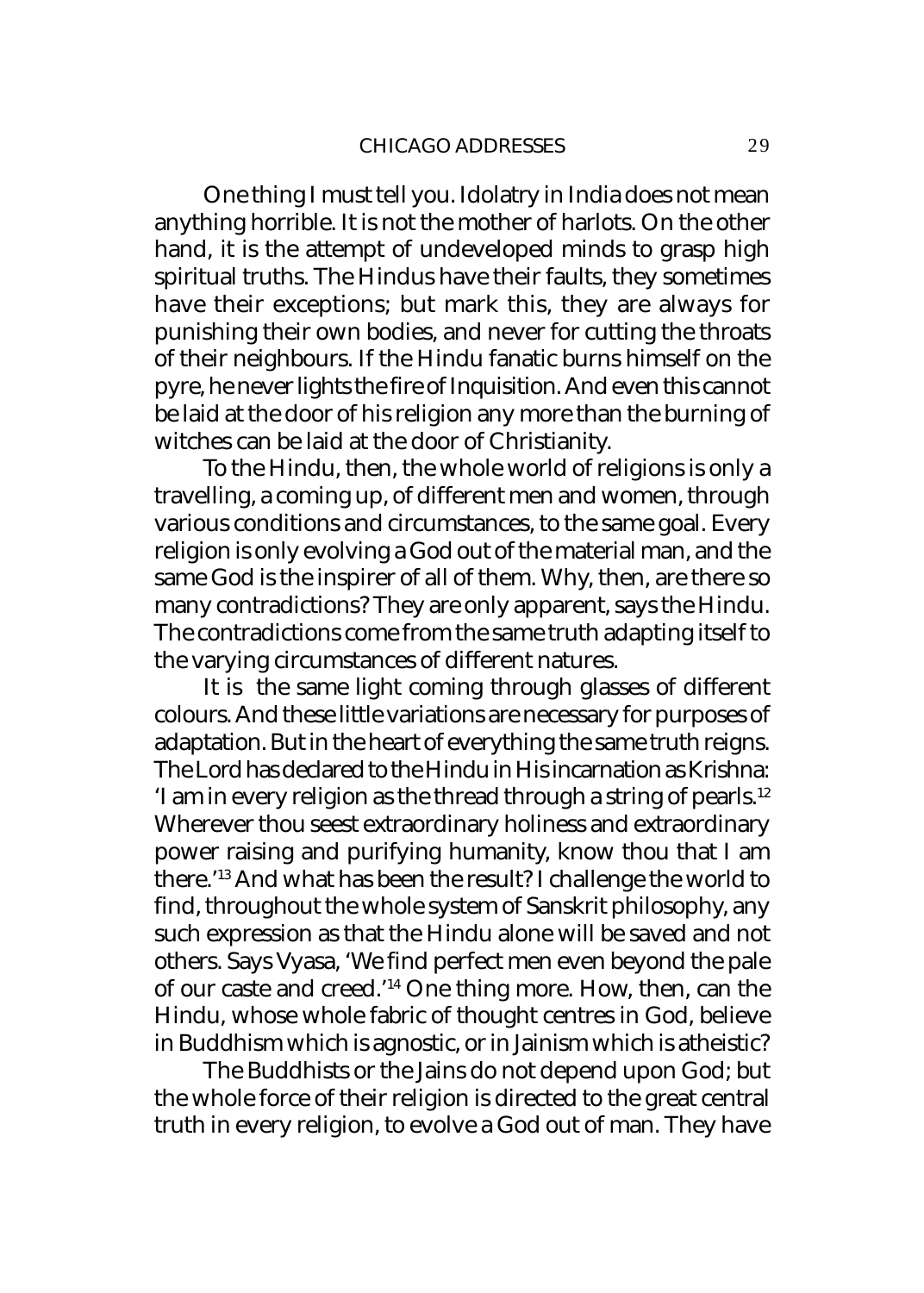One thing I must tell you. Idolatry in India does not mean anything horrible. It is not the mother of harlots. On the other hand, it is the attempt of undeveloped minds to grasp high spiritual truths. The Hindus have their faults, they sometimes have their exceptions; but mark this, they are always for punishing their own bodies, and never for cutting the throats of their neighbours. If the Hindu fanatic burns himself on the pyre, he never lights the fire of Inquisition. And even this cannot be laid at the door of his religion any more than the burning of witches can be laid at the door of Christianity.

To the Hindu, then, the whole world of religions is only a travelling, a coming up, of different men and women, through various conditions and circumstances, to the same goal. Every religion is only evolving a God out of the material man, and the same God is the inspirer of all of them. Why, then, are there so many contradictions? They are only apparent, says the Hindu. The contradictions come from the same truth adapting itself to the varying circumstances of different natures.

It is the same light coming through glasses of different colours. And these little variations are necessary for purposes of adaptation. But in the heart of everything the same truth reigns. The Lord has declared to the Hindu in His incarnation as Krishna: 'I am in every religion as the thread through a string of pearls.[12] Wherever thou seest extraordinary holiness and extraordinary power raising and purifying humanity, know thou that I am there.'[13] And what has been the result? I challenge the world to find, throughout the whole system of Sanskrit philosophy, any such expression as that the Hindu alone will be saved and not others. Says Vyasa, 'We find perfect men even beyond the pale of our caste and creed.'[14] One thing more. How, then, can the Hindu, whose whole fabric of thought centres in God, believe in Buddhism which is agnostic, or in Jainism which is atheistic?

The Buddhists or the Jains do not depend upon God; but the whole force of their religion is directed to the great central truth in every religion, to evolve a God out of man. They have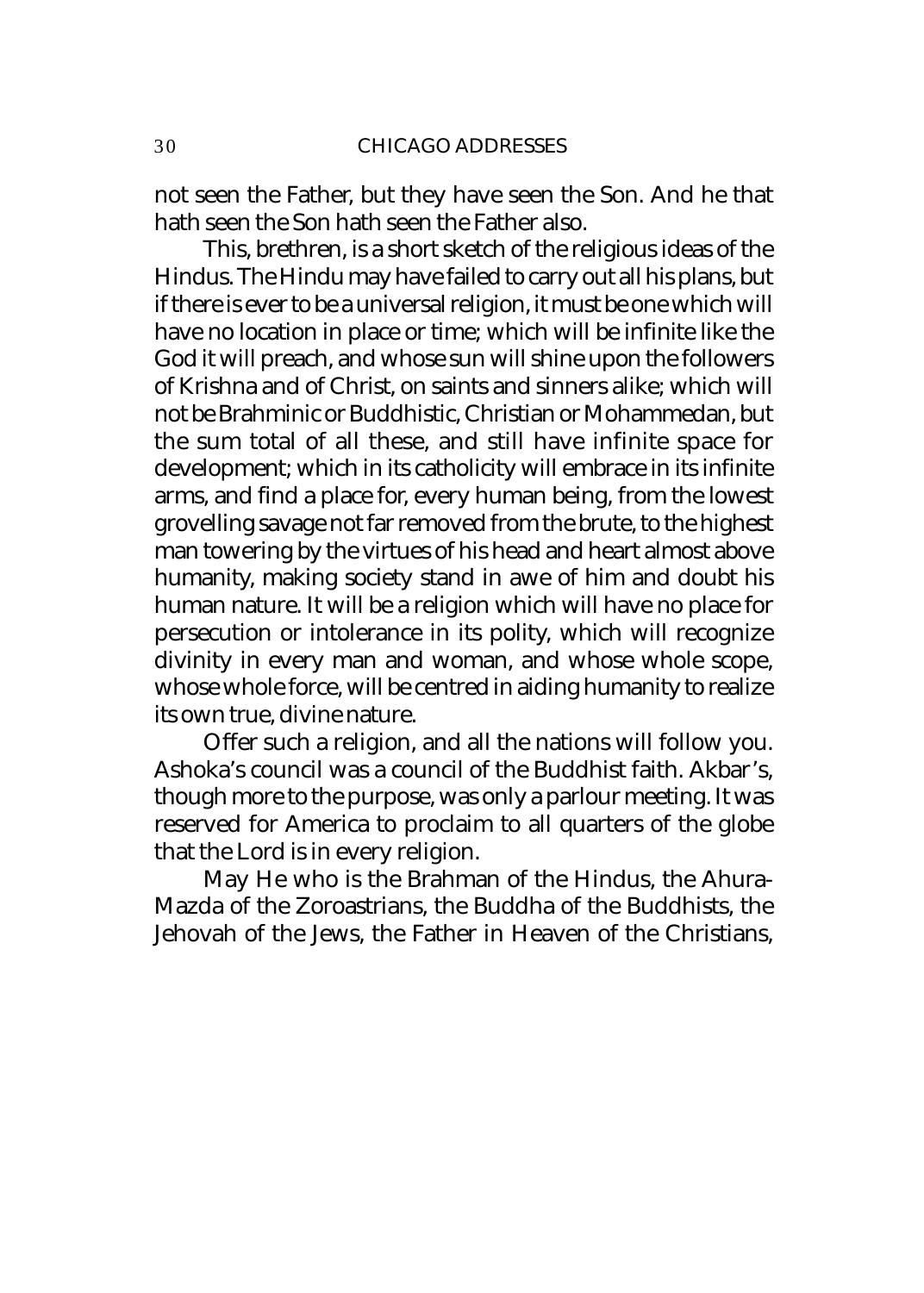not seen the Father, but they have seen the Son. And he that hath seen the Son hath seen the Father also.

This, brethren, is a short sketch of the religious ideas of the Hindus. The Hindu may have failed to carry out all his plans, but if there is ever to be a universal religion, it must be one which will have no location in place or time; which will be infinite like the God it will preach, and whose sun will shine upon the followers of Krishna and of Christ, on saints and sinners alike; which will not be Brahminic or Buddhistic, Christian or Mohammedan, but the sum total of all these, and still have infinite space for development; which in its catholicity will embrace in its infinite arms, and find a place for, every human being, from the lowest grovelling savage not far removed from the brute, to the highest man towering by the virtues of his head and heart almost above humanity, making society stand in awe of him and doubt his human nature. It will be a religion which will have no place for persecution or intolerance in its polity, which will recognize divinity in every man and woman, and whose whole scope, whose whole force, will be centred in aiding humanity to realize its own true, divine nature.

Offer such a religion, and all the nations will follow you. Ashoka's council was a council of the Buddhist faith. Akbar's, though more to the purpose, was only a parlour meeting. It was reserved for America to proclaim to all quarters of the globe that the Lord is in every religion.

May He who is the Brahman of the Hindus, the Ahura-Mazda of the Zoroastrians, the Buddha of the Buddhists, the Jehovah of the Jews, the Father in Heaven of the Christians,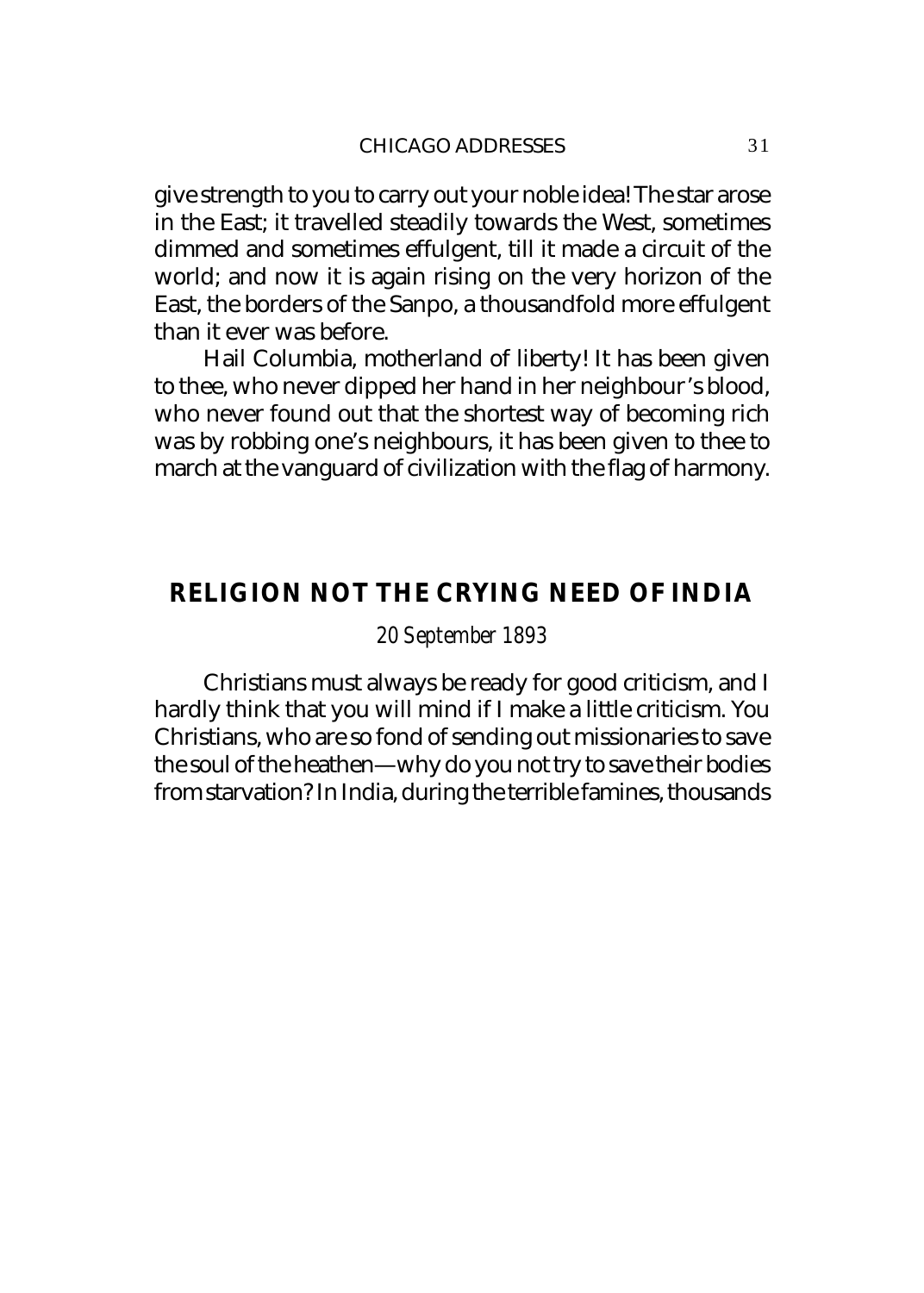give strength to you to carry out your noble idea! The star arose in the East; it travelled steadily towards the West, sometimes dimmed and sometimes effulgent, till it made a circuit of the world; and now it is again rising on the very horizon of the East, the borders of the Sanpo, a thousandfold more effulgent than it ever was before.

Hail Columbia, motherland of liberty! It has been given to thee, who never dipped her hand in her neighbour's blood, who never found out that the shortest way of becoming rich was by robbing one's neighbours, it has been given to thee to march at the vanguard of civilization with the flag of harmony.

## RELIGION NOT THE CRYING NEED OF INDIA

*20 September 1893*

Christians must always be ready for good criticism, and I hardly think that you will mind if I make a little criticism. You Christians, who are so fond of sending out missionaries to save the soul of the heathen—why do you not try to save their bodies from starvation? In India, during the terrible famines, thousands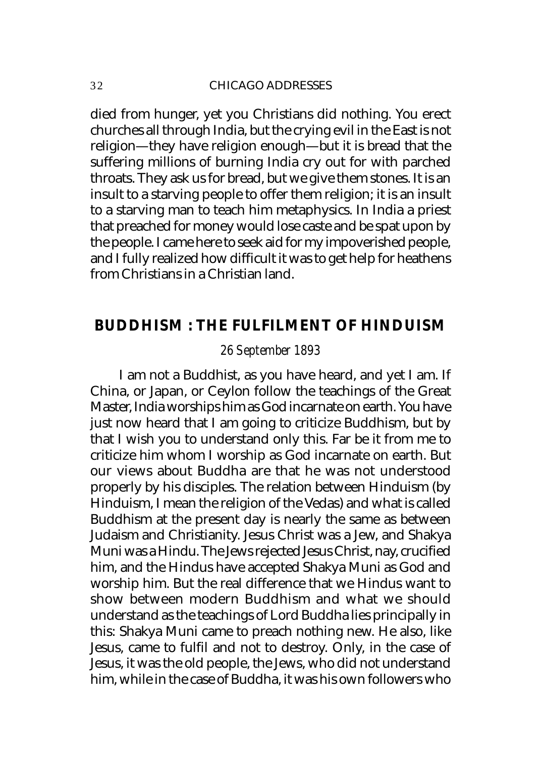died from hunger, yet you Christians did nothing. You erect churches all through India, but the crying evil in the East is not religion—they have religion enough—but it is bread that the suffering millions of burning India cry out for with parched throats. They ask us for bread, but we give them stones. It is an insult to a starving people to offer them religion; it is an insult to a starving man to teach him metaphysics. In India a priest that preached for money would lose caste and be spat upon by the people. I came here to seek aid for my impoverished people, and I fully realized how difficult it was to get help for heathens from Christians in a Christian land.

## BUDDHISM : THE FULFILMENT OF HINDUISM

*26 September 1893*

I am not a Buddhist, as you have heard, and yet I am. If China, or Japan, or Ceylon follow the teachings of the Great Master, India worships him as God incarnate on earth. You have just now heard that I am going to criticize Buddhism, but by that I wish you to understand only this. Far be it from me to criticize him whom I worship as God incarnate on earth. But our views about Buddha are that he was not understood properly by his disciples. The relation between Hinduism (by Hinduism, I mean the religion of the Vedas) and what is called Buddhism at the present day is nearly the same as between Judaism and Christianity. Jesus Christ was a Jew, and Shakya Muni was a Hindu. The Jews rejected Jesus Christ, nay, crucified him, and the Hindus have accepted Shakya Muni as God and worship him. But the real difference that we Hindus want to show between modern Buddhism and what we should understand as the teachings of Lord Buddha lies principally in this: Shakya Muni came to preach nothing new. He also, like Jesus, came to fulfil and not to destroy. Only, in the case of Jesus, it was the old people, the Jews, who did not understand him, while in the case of Buddha, it was his own followers who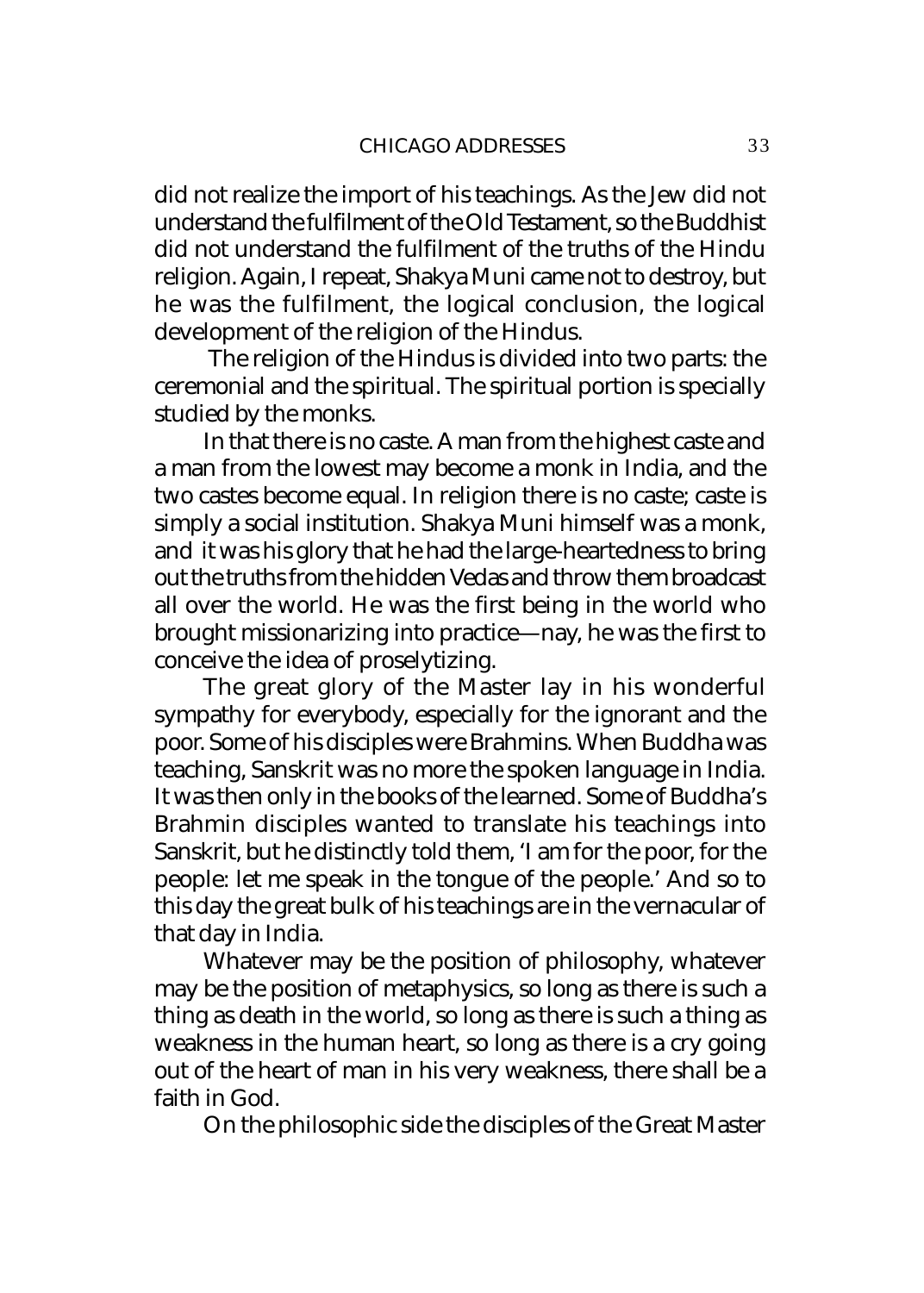did not realize the import of his teachings. As the Jew did not understand the fulfilment of the Old Testament, so the Buddhist did not understand the fulfilment of the truths of the Hindu religion. Again, I repeat, Shakya Muni came not to destroy, but he was the fulfilment, the logical conclusion, the logical development of the religion of the Hindus.

The religion of the Hindus is divided into two parts: the ceremonial and the spiritual. The spiritual portion is specially studied by the monks.

In that there is no caste. A man from the highest caste and a man from the lowest may become a monk in India, and the two castes become equal. In religion there is no caste; caste is simply a social institution. Shakya Muni himself was a monk, and it was his glory that he had the large-heartedness to bring out the truths from the hidden Vedas and throw them broadcast all over the world. He was the first being in the world who brought missionarizing into practice—nay, he was the first to conceive the idea of proselytizing.

The great glory of the Master lay in his wonderful sympathy for everybody, especially for the ignorant and the poor. Some of his disciples were Brahmins. When Buddha was teaching, Sanskrit was no more the spoken language in India. It was then only in the books of the learned. Some of Buddha's Brahmin disciples wanted to translate his teachings into Sanskrit, but he distinctly told them, 'I am for the poor, for the people: let me speak in the tongue of the people.' And so to this day the great bulk of his teachings are in the vernacular of that day in India.

Whatever may be the position of philosophy, whatever may be the position of metaphysics, so long as there is such a thing as death in the world, so long as there is such a thing as weakness in the human heart, so long as there is a cry going out of the heart of man in his very weakness, there shall be a faith in God.

On the philosophic side the disciples of the Great Master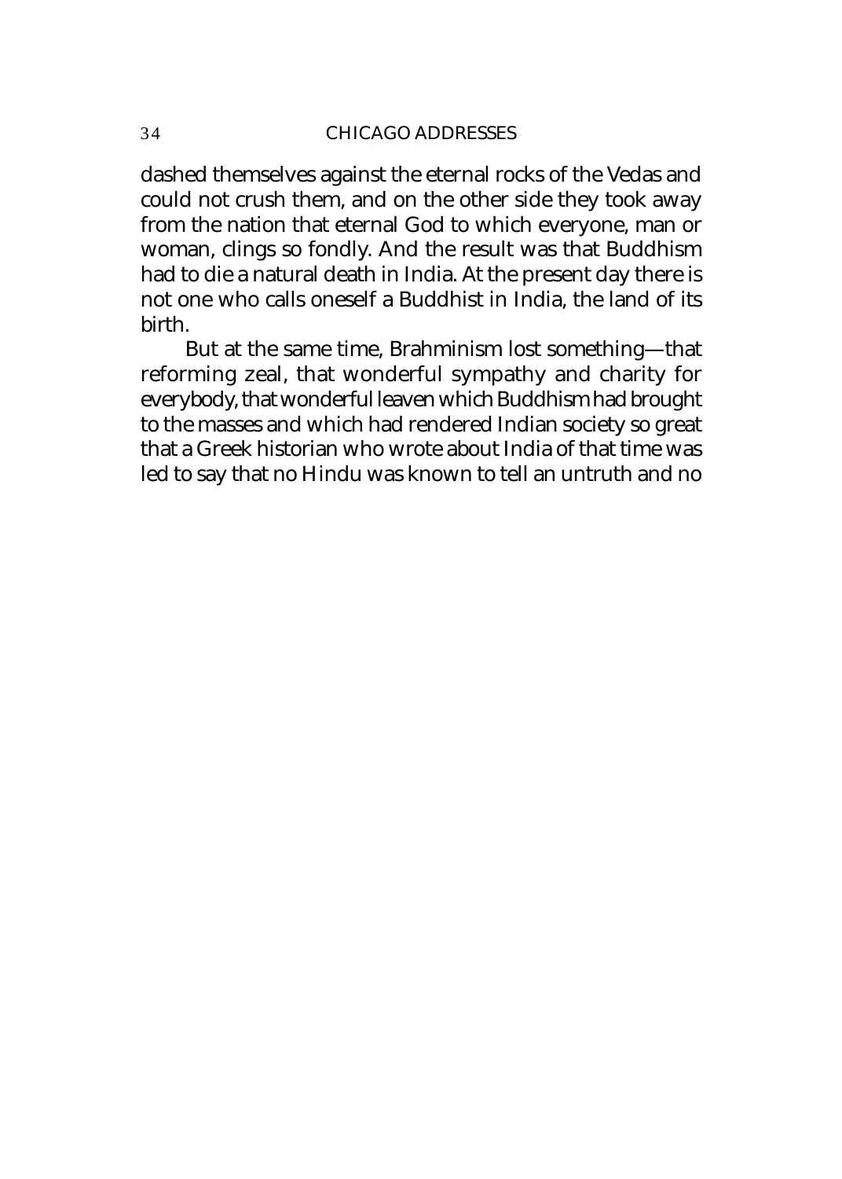dashed themselves against the eternal rocks of the Vedas and could not crush them, and on the other side they took away from the nation that eternal God to which everyone, man or woman, clings so fondly. And the result was that Buddhism had to die a natural death in India. At the present day there is not one who calls oneself a Buddhist in India, the land of its birth.

But at the same time, Brahminism lost something—that reforming zeal, that wonderful sympathy and charity for everybody, that wonderful leaven which Buddhism had brought to the masses and which had rendered Indian society so great that a Greek historian who wrote about India of that time was led to say that no Hindu was known to tell an untruth and no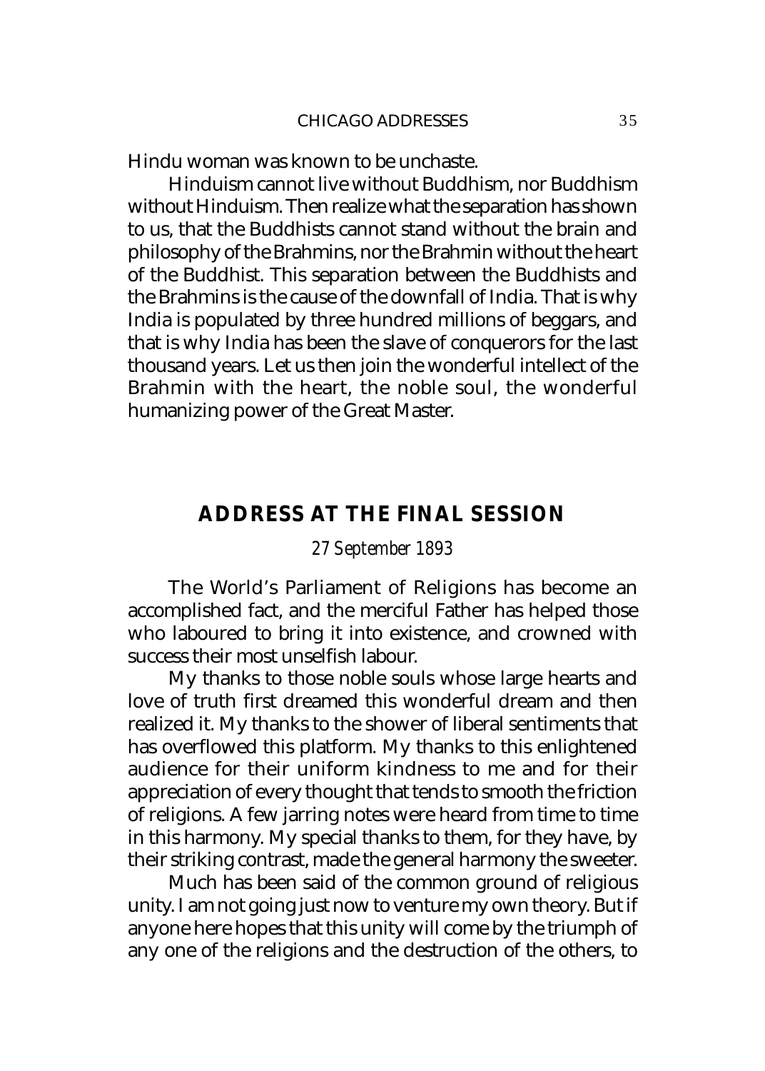Hindu woman was known to be unchaste.

Hinduism cannot live without Buddhism, nor Buddhism without Hinduism. Then realize what the separation has shown to us, that the Buddhists cannot stand without the brain and philosophy of the Brahmins, nor the Brahmin without the heart of the Buddhist. This separation between the Buddhists and the Brahmins is the cause of the downfall of India. That is why India is populated by three hundred millions of beggars, and that is why India has been the slave of conquerors for the last thousand years. Let us then join the wonderful intellect of the Brahmin with the heart, the noble soul, the wonderful humanizing power of the Great Master.

## ADDRESS AT THE FINAL SESSION

*27 September 1893*

The World's Parliament of Religions has become an accomplished fact, and the merciful Father has helped those who laboured to bring it into existence, and crowned with success their most unselfish labour.

My thanks to those noble souls whose large hearts and love of truth first dreamed this wonderful dream and then realized it. My thanks to the shower of liberal sentiments that has overflowed this platform. My thanks to this enlightened audience for their uniform kindness to me and for their appreciation of every thought that tends to smooth the friction of religions. A few jarring notes were heard from time to time in this harmony. My special thanks to them, for they have, by their striking contrast, made the general harmony the sweeter.

Much has been said of the common ground of religious unity. I am not going just now to venture my own theory. But if anyone here hopes that this unity will come by the triumph of any one of the religions and the destruction of the others, to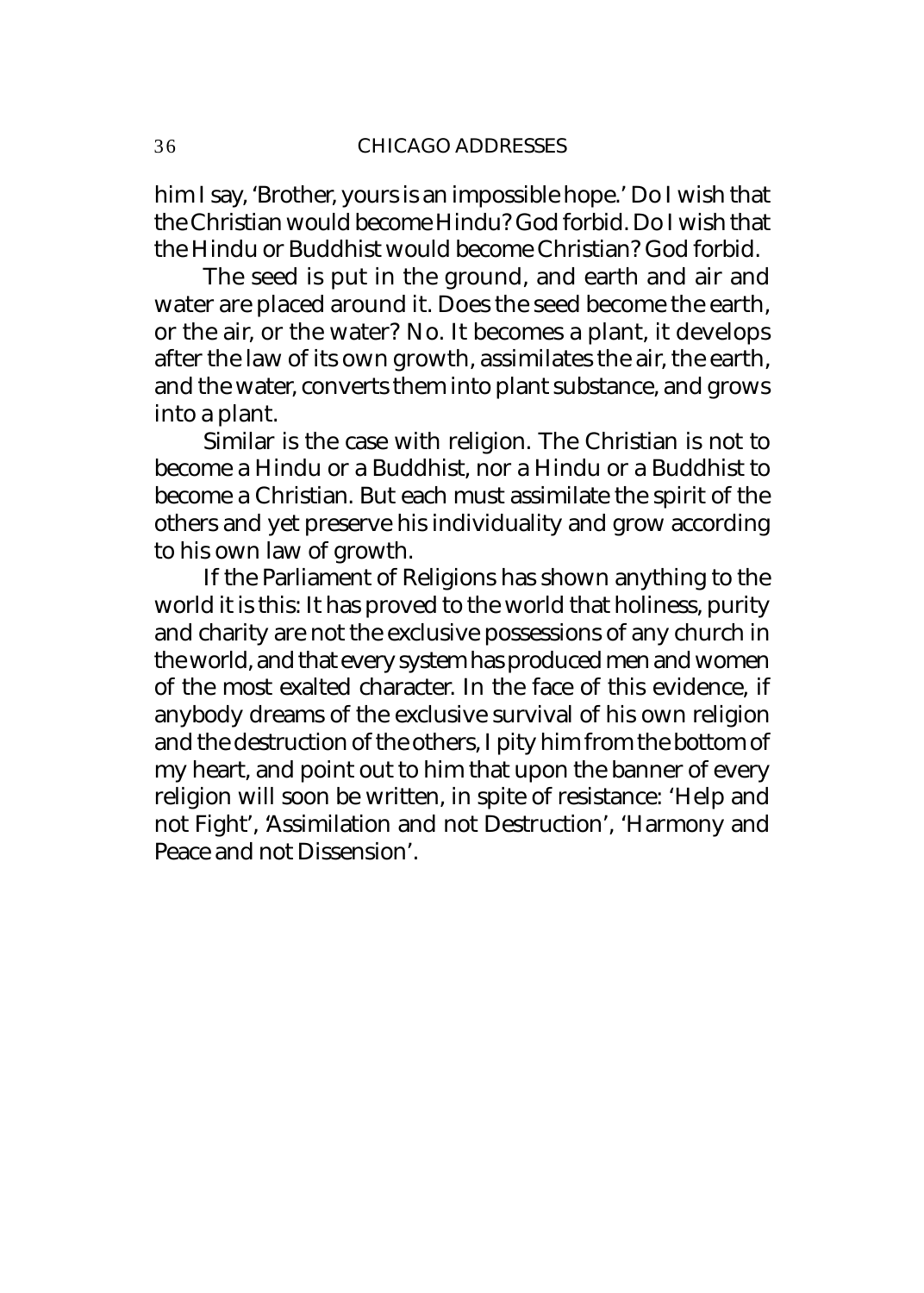him I say, 'Brother, yours is an impossible hope.' Do I wish that the Christian would become Hindu? God forbid. Do I wish that the Hindu or Buddhist would become Christian? God forbid.

The seed is put in the ground, and earth and air and water are placed around it. Does the seed become the earth, or the air, or the water? No. It becomes a plant, it develops after the law of its own growth, assimilates the air, the earth, and the water, converts them into plant substance, and grows into a plant.

Similar is the case with religion. The Christian is not to become a Hindu or a Buddhist, nor a Hindu or a Buddhist to become a Christian. But each must assimilate the spirit of the others and yet preserve his individuality and grow according to his own law of growth.

If the Parliament of Religions has shown anything to the world it is this: It has proved to the world that holiness, purity and charity are not the exclusive possessions of any church in the world, and that every system has produced men and women of the most exalted character. In the face of this evidence, if anybody dreams of the exclusive survival of his own religion and the destruction of the others, I pity him from the bottom of my heart, and point out to him that upon the banner of every religion will soon be written, in spite of resistance: 'Help and not Fight', 'Assimilation and not Destruction', 'Harmony and Peace and not Dissension'.